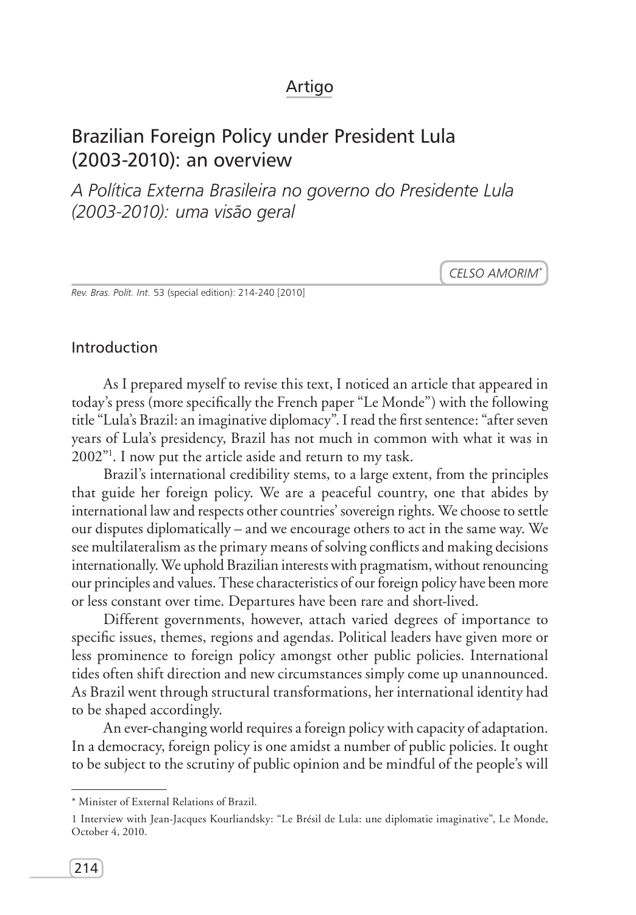Artigo

# Brazilian Foreign Policy under President Lula (2003-2010): an overview

*A Política Externa Brasileira no governo do Presidente Lula (2003-2010): uma visão geral*

CELSO AMORIM*

## Introduction

As I prepared myself to revise this text, I noticed an article that appeared in today's press (more specifically the French paper "Le Monde") with the following title "Lula's Brazil: an imaginative diplomacy". I read the first sentence: "after seven years of Lula's presidency, Brazil has not much in common with what it was in 2002"[1]. I now put the article aside and return to my task.

Brazil's international credibility stems, to a large extent, from the principles that guide her foreign policy. We are a peaceful country, one that abides by international law and respects other countries' sovereign rights. We choose to settle our disputes diplomatically – and we encourage others to act in the same way. We see multilateralism as the primary means of solving conflicts and making decisions internationally. We uphold Brazilian interests with pragmatism, without renouncing our principles and values. These characteristics of our foreign policy have been more or less constant over time. Departures have been rare and short-lived.

Different governments, however, attach varied degrees of importance to specific issues, themes, regions and agendas. Political leaders have given more or less prominence to foreign policy amongst other public policies. International tides often shift direction and new circumstances simply come up unannounced. As Brazil went through structural transformations, her international identity had to be shaped accordingly.

An ever-changing world requires a foreign policy with capacity of adaptation. In a democracy, foreign policy is one amidst a number of public policies. It ought to be subject to the scrutiny of public opinion and be mindful of the people's will

---

\* Minister of External Relations of Brazil.

1 Interview with Jean-Jacques Kourliandsky: "Le Brésil de Lula: une diplomatie imaginative", Le Monde, October 4, 2010.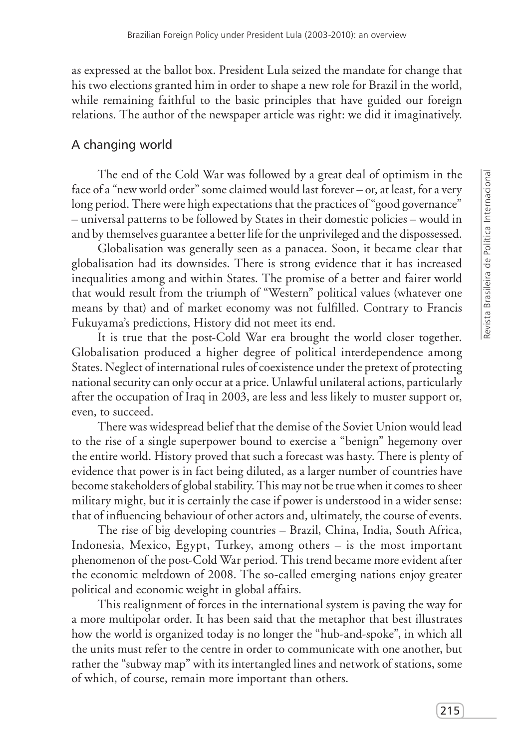as expressed at the ballot box. President Lula seized the mandate for change that his two elections granted him in order to shape a new role for Brazil in the world, while remaining faithful to the basic principles that have guided our foreign relations. The author of the newspaper article was right: we did it imaginatively.

## A changing world

The end of the Cold War was followed by a great deal of optimism in the face of a "new world order" some claimed would last forever – or, at least, for a very long period. There were high expectations that the practices of "good governance" – universal patterns to be followed by States in their domestic policies – would in and by themselves guarantee a better life for the unprivileged and the dispossessed.

Globalisation was generally seen as a panacea. Soon, it became clear that globalisation had its downsides. There is strong evidence that it has increased inequalities among and within States. The promise of a better and fairer world that would result from the triumph of "Western" political values (whatever one means by that) and of market economy was not fulfilled. Contrary to Francis Fukuyama's predictions, History did not meet its end.

It is true that the post-Cold War era brought the world closer together. Globalisation produced a higher degree of political interdependence among States. Neglect of international rules of coexistence under the pretext of protecting national security can only occur at a price. Unlawful unilateral actions, particularly after the occupation of Iraq in 2003, are less and less likely to muster support or, even, to succeed.

There was widespread belief that the demise of the Soviet Union would lead to the rise of a single superpower bound to exercise a "benign" hegemony over the entire world. History proved that such a forecast was hasty. There is plenty of evidence that power is in fact being diluted, as a larger number of countries have become stakeholders of global stability. This may not be true when it comes to sheer military might, but it is certainly the case if power is understood in a wider sense: that of influencing behaviour of other actors and, ultimately, the course of events.

The rise of big developing countries – Brazil, China, India, South Africa, Indonesia, Mexico, Egypt, Turkey, among others – is the most important phenomenon of the post-Cold War period. This trend became more evident after the economic meltdown of 2008. The so-called emerging nations enjoy greater political and economic weight in global affairs.

This realignment of forces in the international system is paving the way for a more multipolar order. It has been said that the metaphor that best illustrates how the world is organized today is no longer the "hub-and-spoke", in which all the units must refer to the centre in order to communicate with one another, but rather the "subway map" with its intertangled lines and network of stations, some of which, of course, remain more important than others.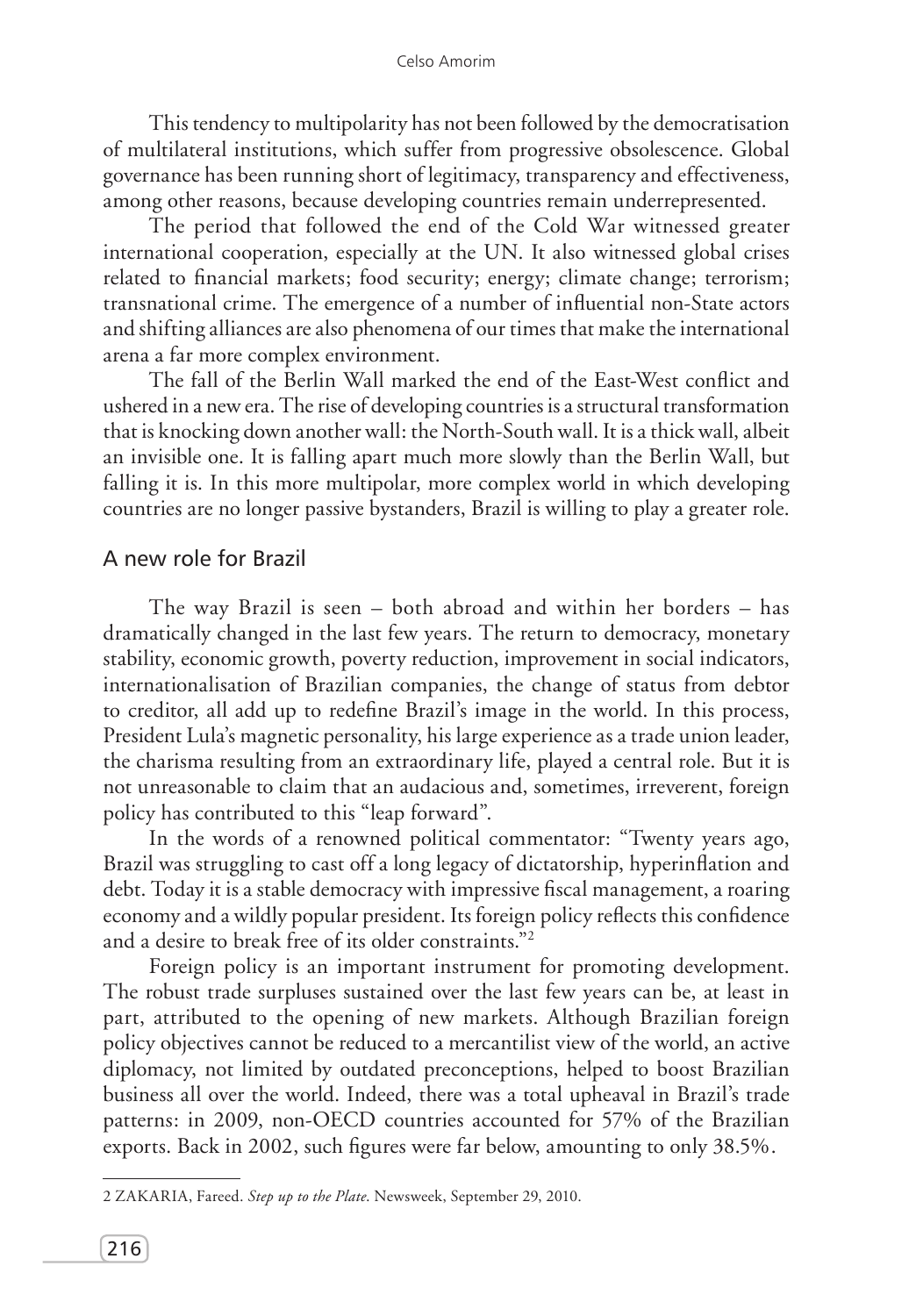This tendency to multipolarity has not been followed by the democratisation of multilateral institutions, which suffer from progressive obsolescence. Global governance has been running short of legitimacy, transparency and effectiveness, among other reasons, because developing countries remain underrepresented.

The period that followed the end of the Cold War witnessed greater international cooperation, especially at the UN. It also witnessed global crises related to financial markets; food security; energy; climate change; terrorism; transnational crime. The emergence of a number of influential non-State actors and shifting alliances are also phenomena of our times that make the international arena a far more complex environment.

The fall of the Berlin Wall marked the end of the East-West conflict and ushered in a new era. The rise of developing countries is a structural transformation that is knocking down another wall: the North-South wall. It is a thick wall, albeit an invisible one. It is falling apart much more slowly than the Berlin Wall, but falling it is. In this more multipolar, more complex world in which developing countries are no longer passive bystanders, Brazil is willing to play a greater role.

## A new role for Brazil

The way Brazil is seen – both abroad and within her borders – has dramatically changed in the last few years. The return to democracy, monetary stability, economic growth, poverty reduction, improvement in social indicators, internationalisation of Brazilian companies, the change of status from debtor to creditor, all add up to redefine Brazil's image in the world. In this process, President Lula's magnetic personality, his large experience as a trade union leader, the charisma resulting from an extraordinary life, played a central role. But it is not unreasonable to claim that an audacious and, sometimes, irreverent, foreign policy has contributed to this "leap forward".

In the words of a renowned political commentator: "Twenty years ago, Brazil was struggling to cast off a long legacy of dictatorship, hyperinflation and debt. Today it is a stable democracy with impressive fiscal management, a roaring economy and a wildly popular president. Its foreign policy reflects this confidence and a desire to break free of its older constraints."[2]

Foreign policy is an important instrument for promoting development. The robust trade surpluses sustained over the last few years can be, at least in part, attributed to the opening of new markets. Although Brazilian foreign policy objectives cannot be reduced to a mercantilist view of the world, an active diplomacy, not limited by outdated preconceptions, helped to boost Brazilian business all over the world. Indeed, there was a total upheaval in Brazil's trade patterns: in 2009, non-OECD countries accounted for 57% of the Brazilian exports. Back in 2002, such figures were far below, amounting to only 38.5%.

---

2 ZAKARIA, Fareed. *Step up to the Plate*. Newsweek, September 29, 2010.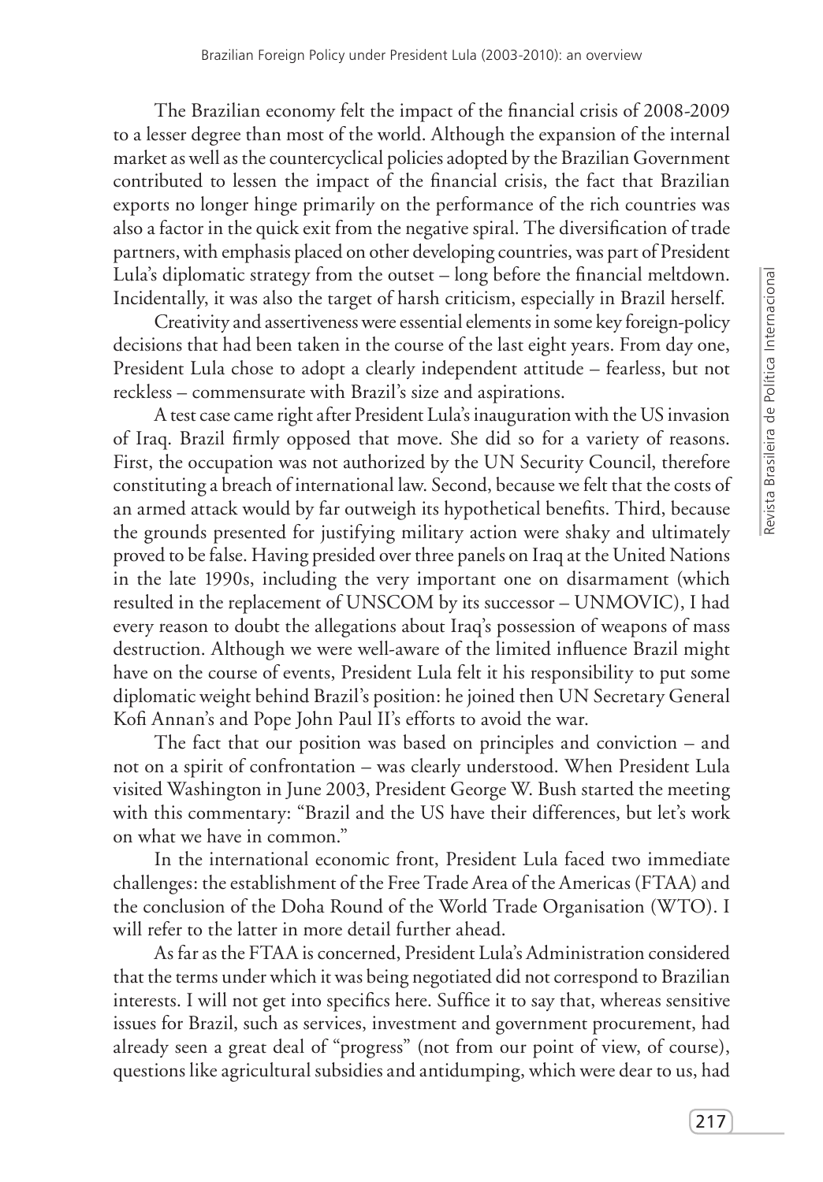The Brazilian economy felt the impact of the financial crisis of 2008-2009 to a lesser degree than most of the world. Although the expansion of the internal market as well as the countercyclical policies adopted by the Brazilian Government contributed to lessen the impact of the financial crisis, the fact that Brazilian exports no longer hinge primarily on the performance of the rich countries was also a factor in the quick exit from the negative spiral. The diversification of trade partners, with emphasis placed on other developing countries, was part of President Lula's diplomatic strategy from the outset – long before the financial meltdown. Incidentally, it was also the target of harsh criticism, especially in Brazil herself.

Creativity and assertiveness were essential elements in some key foreign-policy decisions that had been taken in the course of the last eight years. From day one, President Lula chose to adopt a clearly independent attitude – fearless, but not reckless – commensurate with Brazil's size and aspirations.

A test case came right after President Lula's inauguration with the US invasion of Iraq. Brazil firmly opposed that move. She did so for a variety of reasons. First, the occupation was not authorized by the UN Security Council, therefore constituting a breach of international law. Second, because we felt that the costs of an armed attack would by far outweigh its hypothetical benefits. Third, because the grounds presented for justifying military action were shaky and ultimately proved to be false. Having presided over three panels on Iraq at the United Nations in the late 1990s, including the very important one on disarmament (which resulted in the replacement of UNSCOM by its successor – UNMOVIC), I had every reason to doubt the allegations about Iraq's possession of weapons of mass destruction. Although we were well-aware of the limited influence Brazil might have on the course of events, President Lula felt it his responsibility to put some diplomatic weight behind Brazil's position: he joined then UN Secretary General Kofi Annan's and Pope John Paul II's efforts to avoid the war.

The fact that our position was based on principles and conviction – and not on a spirit of confrontation – was clearly understood. When President Lula visited Washington in June 2003, President George W. Bush started the meeting with this commentary: "Brazil and the US have their differences, but let's work on what we have in common."

In the international economic front, President Lula faced two immediate challenges: the establishment of the Free Trade Area of the Americas (FTAA) and the conclusion of the Doha Round of the World Trade Organisation (WTO). I will refer to the latter in more detail further ahead.

As far as the FTAA is concerned, President Lula's Administration considered that the terms under which it was being negotiated did not correspond to Brazilian interests. I will not get into specifics here. Suffice it to say that, whereas sensitive issues for Brazil, such as services, investment and government procurement, had already seen a great deal of "progress" (not from our point of view, of course), questions like agricultural subsidies and antidumping, which were dear to us, had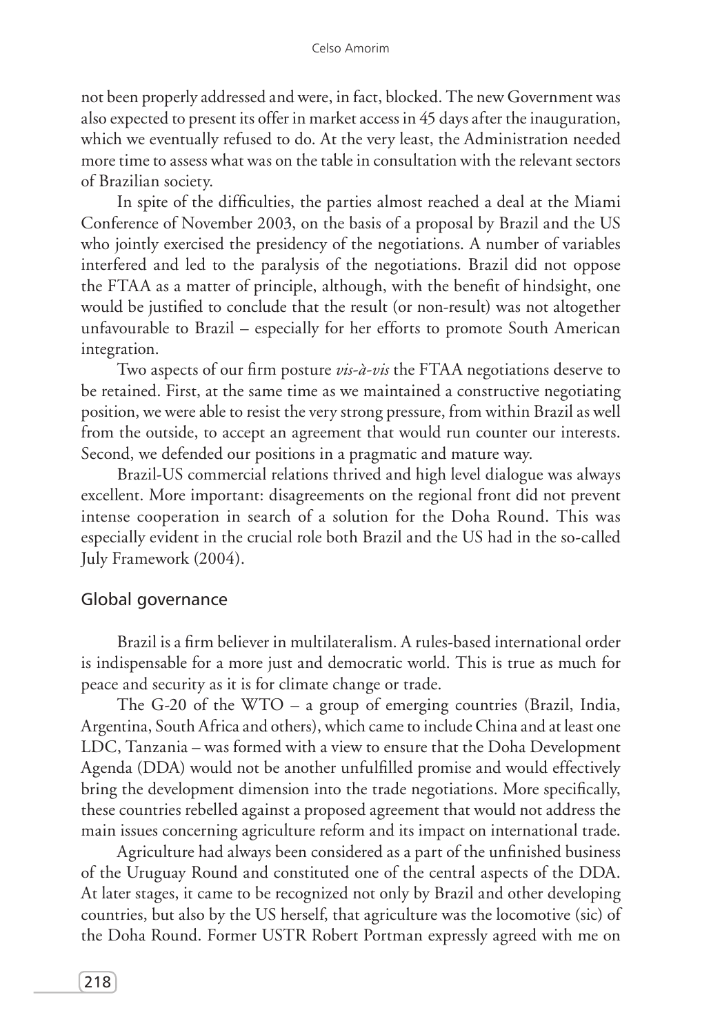not been properly addressed and were, in fact, blocked. The new Government was also expected to present its offer in market access in 45 days after the inauguration, which we eventually refused to do. At the very least, the Administration needed more time to assess what was on the table in consultation with the relevant sectors of Brazilian society.

In spite of the difficulties, the parties almost reached a deal at the Miami Conference of November 2003, on the basis of a proposal by Brazil and the US who jointly exercised the presidency of the negotiations. A number of variables interfered and led to the paralysis of the negotiations. Brazil did not oppose the FTAA as a matter of principle, although, with the benefit of hindsight, one would be justified to conclude that the result (or non-result) was not altogether unfavourable to Brazil – especially for her efforts to promote South American integration.

Two aspects of our firm posture *vis-à-vis* the FTAA negotiations deserve to be retained. First, at the same time as we maintained a constructive negotiating position, we were able to resist the very strong pressure, from within Brazil as well from the outside, to accept an agreement that would run counter our interests. Second, we defended our positions in a pragmatic and mature way.

Brazil-US commercial relations thrived and high level dialogue was always excellent. More important: disagreements on the regional front did not prevent intense cooperation in search of a solution for the Doha Round. This was especially evident in the crucial role both Brazil and the US had in the so-called July Framework (2004).

## Global governance

Brazil is a firm believer in multilateralism. A rules-based international order is indispensable for a more just and democratic world. This is true as much for peace and security as it is for climate change or trade.

The G-20 of the WTO – a group of emerging countries (Brazil, India, Argentina, South Africa and others), which came to include China and at least one LDC, Tanzania – was formed with a view to ensure that the Doha Development Agenda (DDA) would not be another unfulfilled promise and would effectively bring the development dimension into the trade negotiations. More specifically, these countries rebelled against a proposed agreement that would not address the main issues concerning agriculture reform and its impact on international trade.

Agriculture had always been considered as a part of the unfinished business of the Uruguay Round and constituted one of the central aspects of the DDA. At later stages, it came to be recognized not only by Brazil and other developing countries, but also by the US herself, that agriculture was the locomotive (sic) of the Doha Round. Former USTR Robert Portman expressly agreed with me on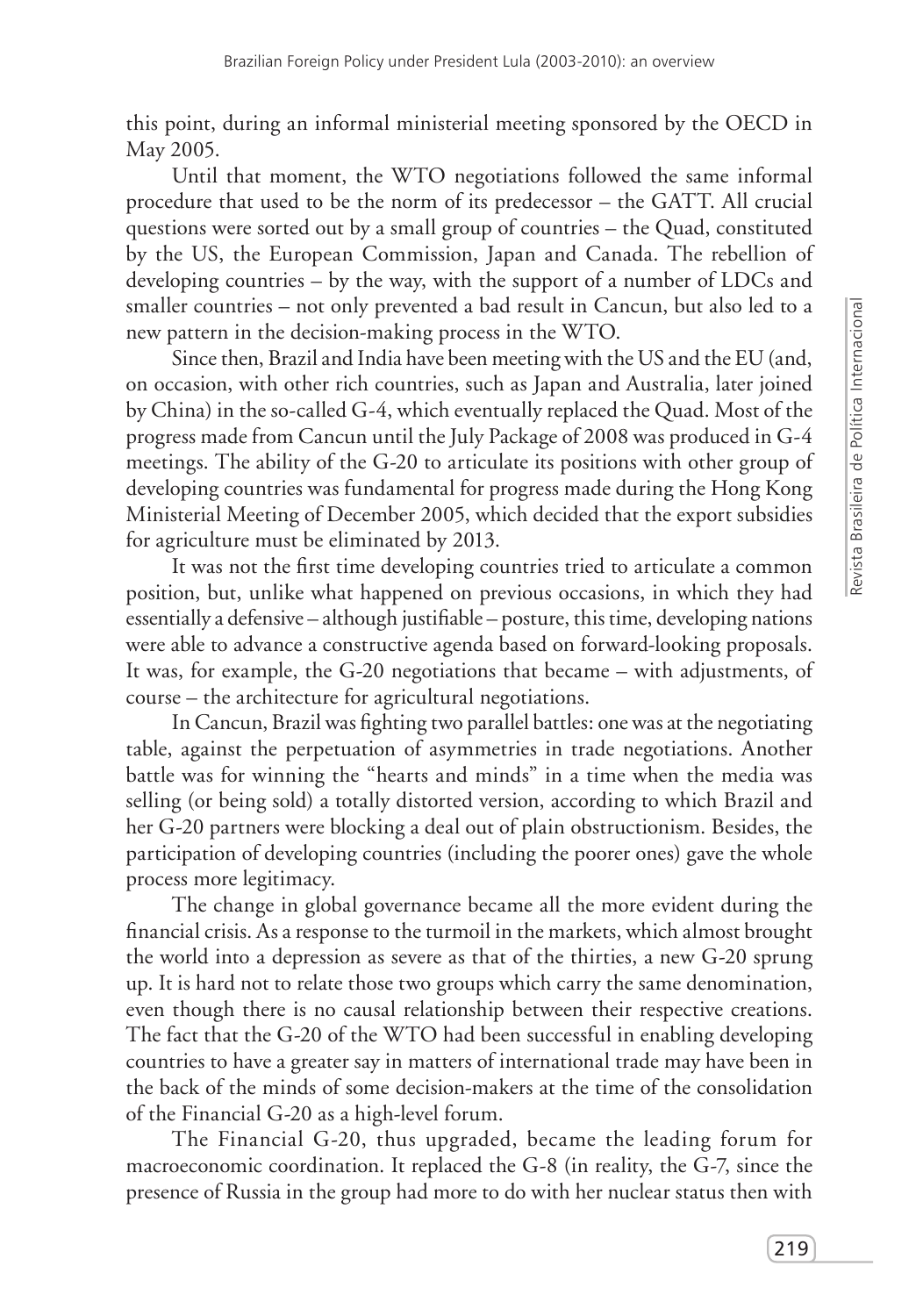this point, during an informal ministerial meeting sponsored by the OECD in May 2005.

Until that moment, the WTO negotiations followed the same informal procedure that used to be the norm of its predecessor – the GATT. All crucial questions were sorted out by a small group of countries – the Quad, constituted by the US, the European Commission, Japan and Canada. The rebellion of developing countries – by the way, with the support of a number of LDCs and smaller countries – not only prevented a bad result in Cancun, but also led to a new pattern in the decision-making process in the WTO.

Since then, Brazil and India have been meeting with the US and the EU (and, on occasion, with other rich countries, such as Japan and Australia, later joined by China) in the so-called G-4, which eventually replaced the Quad. Most of the progress made from Cancun until the July Package of 2008 was produced in G-4 meetings. The ability of the G-20 to articulate its positions with other group of developing countries was fundamental for progress made during the Hong Kong Ministerial Meeting of December 2005, which decided that the export subsidies for agriculture must be eliminated by 2013.

It was not the first time developing countries tried to articulate a common position, but, unlike what happened on previous occasions, in which they had essentially a defensive – although justifiable – posture, this time, developing nations were able to advance a constructive agenda based on forward-looking proposals. It was, for example, the G-20 negotiations that became – with adjustments, of course – the architecture for agricultural negotiations.

In Cancun, Brazil was fighting two parallel battles: one was at the negotiating table, against the perpetuation of asymmetries in trade negotiations. Another battle was for winning the "hearts and minds" in a time when the media was selling (or being sold) a totally distorted version, according to which Brazil and her G-20 partners were blocking a deal out of plain obstructionism. Besides, the participation of developing countries (including the poorer ones) gave the whole process more legitimacy.

The change in global governance became all the more evident during the financial crisis. As a response to the turmoil in the markets, which almost brought the world into a depression as severe as that of the thirties, a new G-20 sprung up. It is hard not to relate those two groups which carry the same denomination, even though there is no causal relationship between their respective creations. The fact that the G-20 of the WTO had been successful in enabling developing countries to have a greater say in matters of international trade may have been in the back of the minds of some decision-makers at the time of the consolidation of the Financial G-20 as a high-level forum.

The Financial G-20, thus upgraded, became the leading forum for macroeconomic coordination. It replaced the G-8 (in reality, the G-7, since the presence of Russia in the group had more to do with her nuclear status then with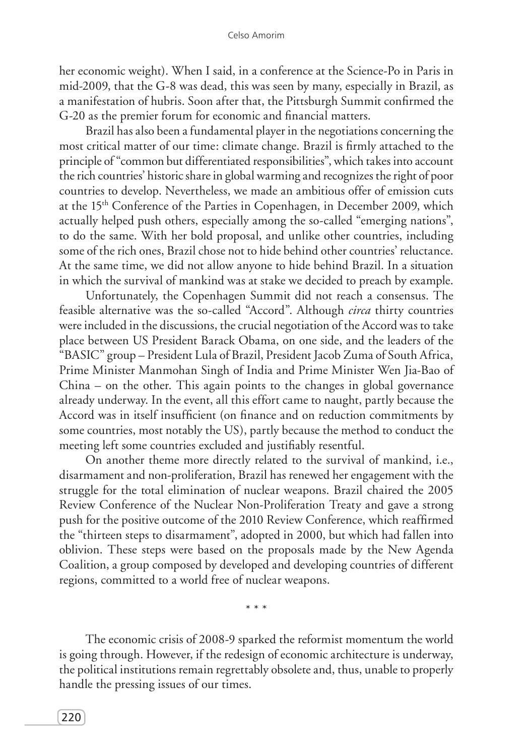her economic weight). When I said, in a conference at the Science-Po in Paris in mid-2009, that the G-8 was dead, this was seen by many, especially in Brazil, as a manifestation of hubris. Soon after that, the Pittsburgh Summit confirmed the G-20 as the premier forum for economic and financial matters.

Brazil has also been a fundamental player in the negotiations concerning the most critical matter of our time: climate change. Brazil is firmly attached to the principle of "common but differentiated responsibilities", which takes into account the rich countries' historic share in global warming and recognizes the right of poor countries to develop. Nevertheless, we made an ambitious offer of emission cuts at the 15th Conference of the Parties in Copenhagen, in December 2009, which actually helped push others, especially among the so-called "emerging nations", to do the same. With her bold proposal, and unlike other countries, including some of the rich ones, Brazil chose not to hide behind other countries' reluctance. At the same time, we did not allow anyone to hide behind Brazil. In a situation in which the survival of mankind was at stake we decided to preach by example.

Unfortunately, the Copenhagen Summit did not reach a consensus. The feasible alternative was the so-called "Accord". Although *circa* thirty countries were included in the discussions, the crucial negotiation of the Accord was to take place between US President Barack Obama, on one side, and the leaders of the "BASIC" group – President Lula of Brazil, President Jacob Zuma of South Africa, Prime Minister Manmohan Singh of India and Prime Minister Wen Jia-Bao of China – on the other. This again points to the changes in global governance already underway. In the event, all this effort came to naught, partly because the Accord was in itself insufficient (on finance and on reduction commitments by some countries, most notably the US), partly because the method to conduct the meeting left some countries excluded and justifiably resentful.

On another theme more directly related to the survival of mankind, i.e., disarmament and non-proliferation, Brazil has renewed her engagement with the struggle for the total elimination of nuclear weapons. Brazil chaired the 2005 Review Conference of the Nuclear Non-Proliferation Treaty and gave a strong push for the positive outcome of the 2010 Review Conference, which reaffirmed the "thirteen steps to disarmament", adopted in 2000, but which had fallen into oblivion. These steps were based on the proposals made by the New Agenda Coalition, a group composed by developed and developing countries of different regions, committed to a world free of nuclear weapons.

\* \* \*

The economic crisis of 2008-9 sparked the reformist momentum the world is going through. However, if the redesign of economic architecture is underway, the political institutions remain regrettably obsolete and, thus, unable to properly handle the pressing issues of our times.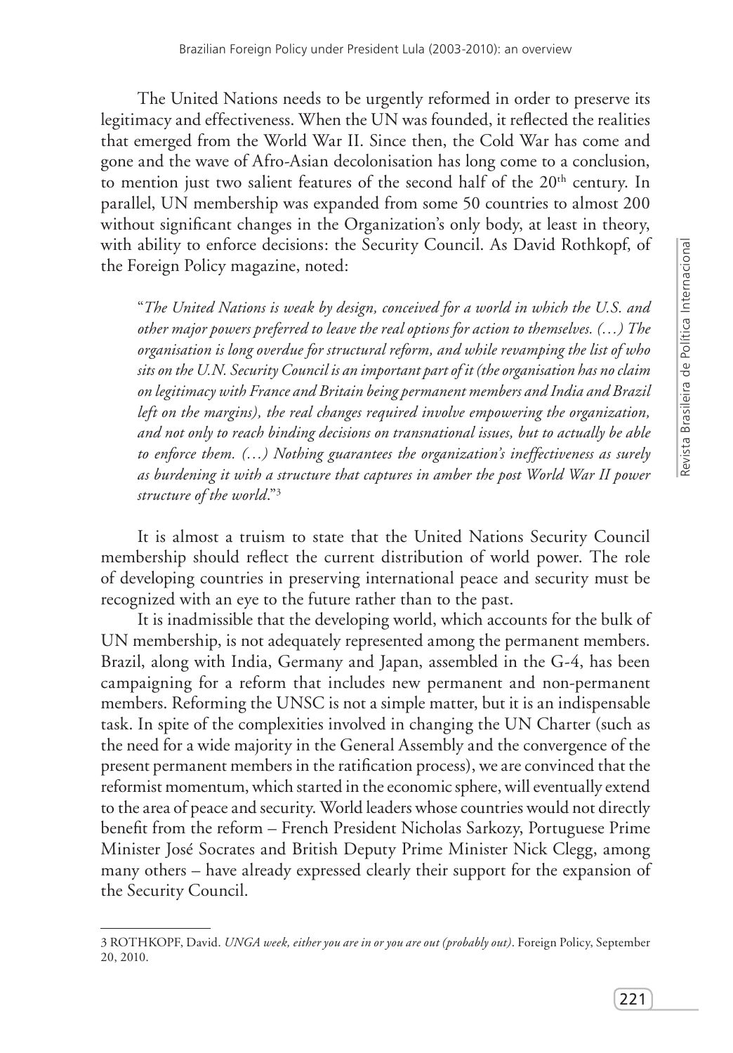The United Nations needs to be urgently reformed in order to preserve its legitimacy and effectiveness. When the UN was founded, it reflected the realities that emerged from the World War II. Since then, the Cold War has come and gone and the wave of Afro-Asian decolonisation has long come to a conclusion, to mention just two salient features of the second half of the 20th century. In parallel, UN membership was expanded from some 50 countries to almost 200 without significant changes in the Organization's only body, at least in theory, with ability to enforce decisions: the Security Council. As David Rothkopf, of the Foreign Policy magazine, noted:

> "*The United Nations is weak by design, conceived for a world in which the U.S. and other major powers preferred to leave the real options for action to themselves. (…) The organisation is long overdue for structural reform, and while revamping the list of who sits on the U.N. Security Council is an important part of it (the organisation has no claim on legitimacy with France and Britain being permanent members and India and Brazil left on the margins), the real changes required involve empowering the organization, and not only to reach binding decisions on transnational issues, but to actually be able to enforce them. (…) Nothing guarantees the organization's ineffectiveness as surely as burdening it with a structure that captures in amber the post World War II power structure of the world*."[3]

It is almost a truism to state that the United Nations Security Council membership should reflect the current distribution of world power. The role of developing countries in preserving international peace and security must be recognized with an eye to the future rather than to the past.

It is inadmissible that the developing world, which accounts for the bulk of UN membership, is not adequately represented among the permanent members. Brazil, along with India, Germany and Japan, assembled in the G-4, has been campaigning for a reform that includes new permanent and non-permanent members. Reforming the UNSC is not a simple matter, but it is an indispensable task. In spite of the complexities involved in changing the UN Charter (such as the need for a wide majority in the General Assembly and the convergence of the present permanent members in the ratification process), we are convinced that the reformist momentum, which started in the economic sphere, will eventually extend to the area of peace and security. World leaders whose countries would not directly benefit from the reform – French President Nicholas Sarkozy, Portuguese Prime Minister José Socrates and British Deputy Prime Minister Nick Clegg, among many others – have already expressed clearly their support for the expansion of the Security Council.

---

3 ROTHKOPF, David. *UNGA week, either you are in or you are out (probably out)*. Foreign Policy, September 20, 2010.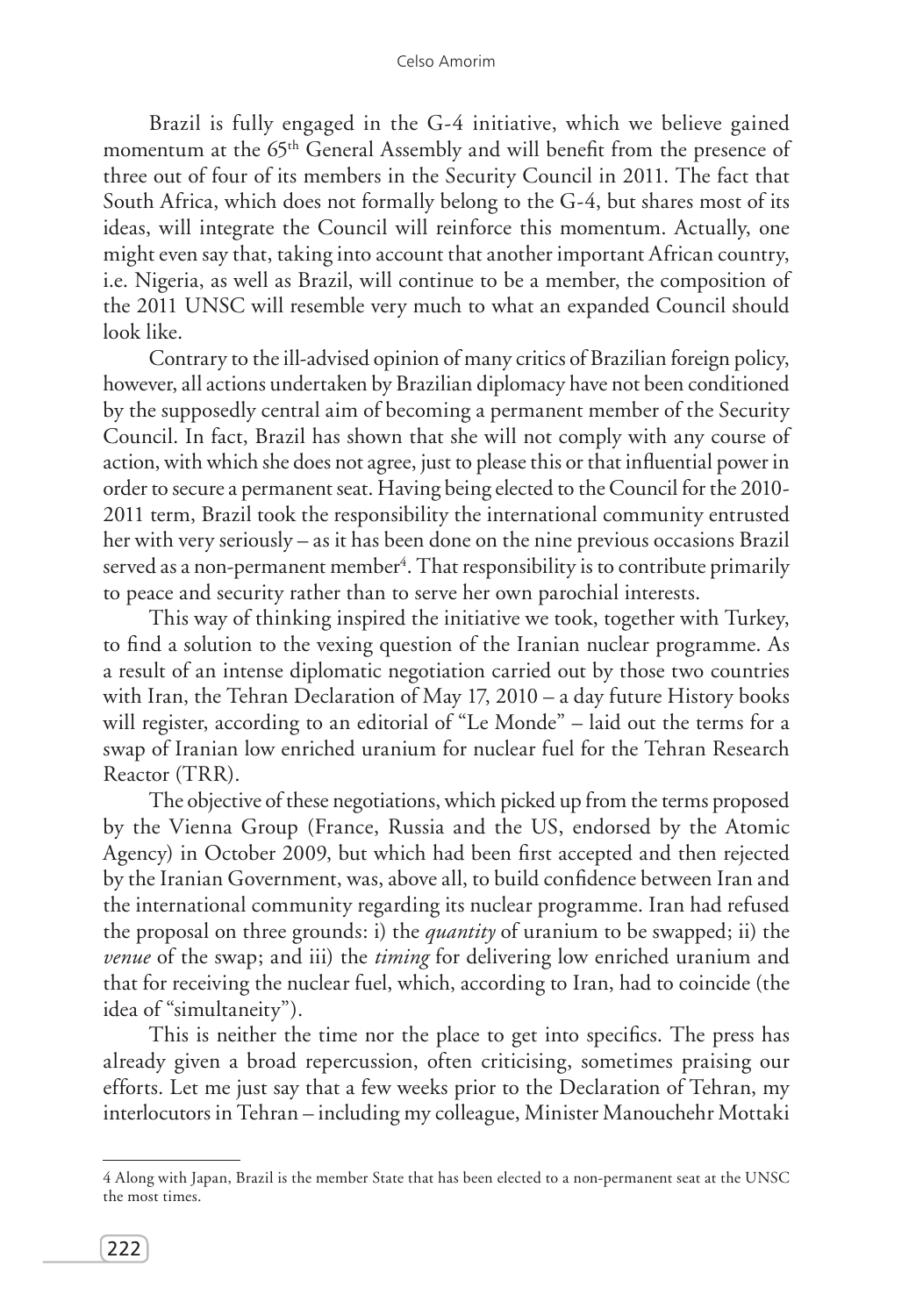Brazil is fully engaged in the G-4 initiative, which we believe gained momentum at the 65th General Assembly and will benefit from the presence of three out of four of its members in the Security Council in 2011. The fact that South Africa, which does not formally belong to the G-4, but shares most of its ideas, will integrate the Council will reinforce this momentum. Actually, one might even say that, taking into account that another important African country, i.e. Nigeria, as well as Brazil, will continue to be a member, the composition of the 2011 UNSC will resemble very much to what an expanded Council should look like.

Contrary to the ill-advised opinion of many critics of Brazilian foreign policy, however, all actions undertaken by Brazilian diplomacy have not been conditioned by the supposedly central aim of becoming a permanent member of the Security Council. In fact, Brazil has shown that she will not comply with any course of action, with which she does not agree, just to please this or that influential power in order to secure a permanent seat. Having being elected to the Council for the 2010-2011 term, Brazil took the responsibility the international community entrusted her with very seriously – as it has been done on the nine previous occasions Brazil served as a non-permanent member[4]. That responsibility is to contribute primarily to peace and security rather than to serve her own parochial interests.

This way of thinking inspired the initiative we took, together with Turkey, to find a solution to the vexing question of the Iranian nuclear programme. As a result of an intense diplomatic negotiation carried out by those two countries with Iran, the Tehran Declaration of May 17, 2010 – a day future History books will register, according to an editorial of "Le Monde" – laid out the terms for a swap of Iranian low enriched uranium for nuclear fuel for the Tehran Research Reactor (TRR).

The objective of these negotiations, which picked up from the terms proposed by the Vienna Group (France, Russia and the US, endorsed by the Atomic Agency) in October 2009, but which had been first accepted and then rejected by the Iranian Government, was, above all, to build confidence between Iran and the international community regarding its nuclear programme. Iran had refused the proposal on three grounds: i) the *quantity* of uranium to be swapped; ii) the *venue* of the swap; and iii) the *timing* for delivering low enriched uranium and that for receiving the nuclear fuel, which, according to Iran, had to coincide (the idea of "simultaneity").

This is neither the time nor the place to get into specifics. The press has already given a broad repercussion, often criticising, sometimes praising our efforts. Let me just say that a few weeks prior to the Declaration of Tehran, my interlocutors in Tehran – including my colleague, Minister Manouchehr Mottaki

---

4 Along with Japan, Brazil is the member State that has been elected to a non-permanent seat at the UNSC the most times.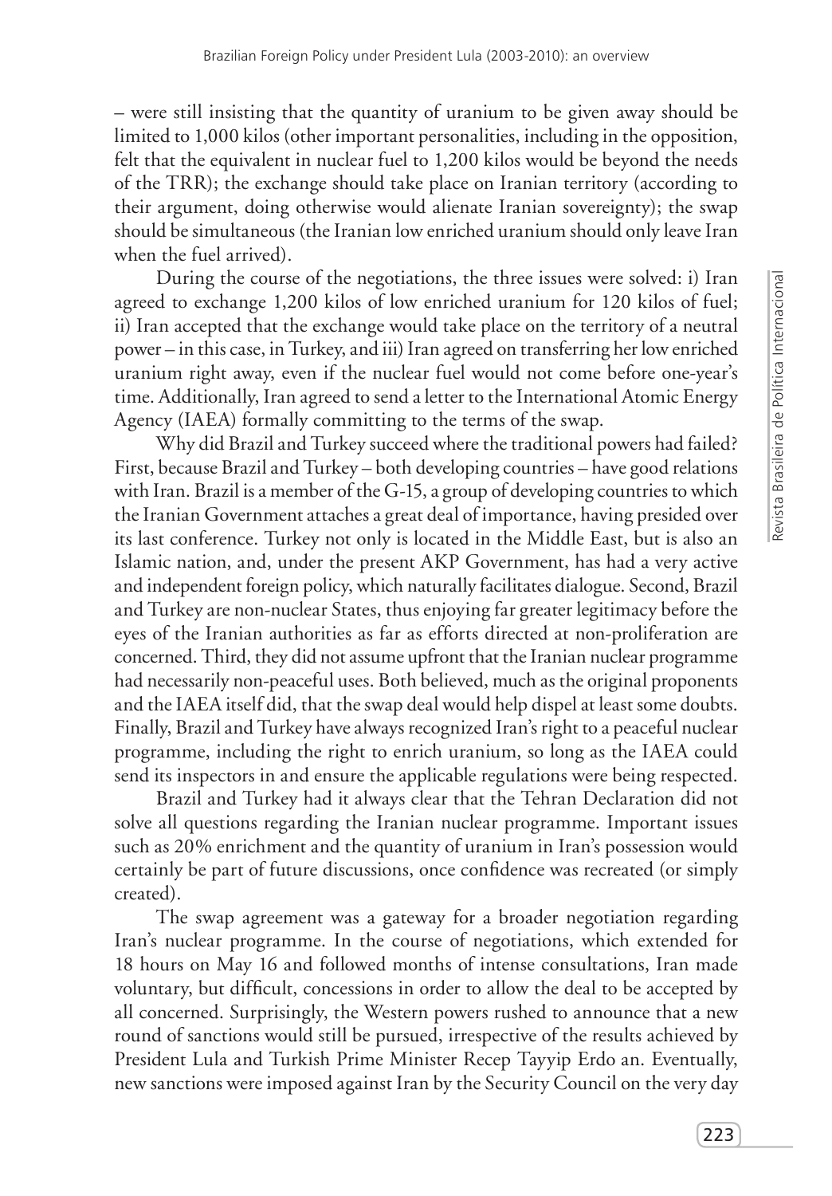– were still insisting that the quantity of uranium to be given away should be limited to 1,000 kilos (other important personalities, including in the opposition, felt that the equivalent in nuclear fuel to 1,200 kilos would be beyond the needs of the TRR); the exchange should take place on Iranian territory (according to their argument, doing otherwise would alienate Iranian sovereignty); the swap should be simultaneous (the Iranian low enriched uranium should only leave Iran when the fuel arrived).

During the course of the negotiations, the three issues were solved: i) Iran agreed to exchange 1,200 kilos of low enriched uranium for 120 kilos of fuel; ii) Iran accepted that the exchange would take place on the territory of a neutral power – in this case, in Turkey, and iii) Iran agreed on transferring her low enriched uranium right away, even if the nuclear fuel would not come before one-year's time. Additionally, Iran agreed to send a letter to the International Atomic Energy Agency (IAEA) formally committing to the terms of the swap.

Why did Brazil and Turkey succeed where the traditional powers had failed? First, because Brazil and Turkey – both developing countries – have good relations with Iran. Brazil is a member of the G-15, a group of developing countries to which the Iranian Government attaches a great deal of importance, having presided over its last conference. Turkey not only is located in the Middle East, but is also an Islamic nation, and, under the present AKP Government, has had a very active and independent foreign policy, which naturally facilitates dialogue. Second, Brazil and Turkey are non-nuclear States, thus enjoying far greater legitimacy before the eyes of the Iranian authorities as far as efforts directed at non-proliferation are concerned. Third, they did not assume upfront that the Iranian nuclear programme had necessarily non-peaceful uses. Both believed, much as the original proponents and the IAEA itself did, that the swap deal would help dispel at least some doubts. Finally, Brazil and Turkey have always recognized Iran's right to a peaceful nuclear programme, including the right to enrich uranium, so long as the IAEA could send its inspectors in and ensure the applicable regulations were being respected.

Brazil and Turkey had it always clear that the Tehran Declaration did not solve all questions regarding the Iranian nuclear programme. Important issues such as 20% enrichment and the quantity of uranium in Iran's possession would certainly be part of future discussions, once confidence was recreated (or simply created).

The swap agreement was a gateway for a broader negotiation regarding Iran's nuclear programme. In the course of negotiations, which extended for 18 hours on May 16 and followed months of intense consultations, Iran made voluntary, but difficult, concessions in order to allow the deal to be accepted by all concerned. Surprisingly, the Western powers rushed to announce that a new round of sanctions would still be pursued, irrespective of the results achieved by President Lula and Turkish Prime Minister Recep Tayyip Erdo an. Eventually, new sanctions were imposed against Iran by the Security Council on the very day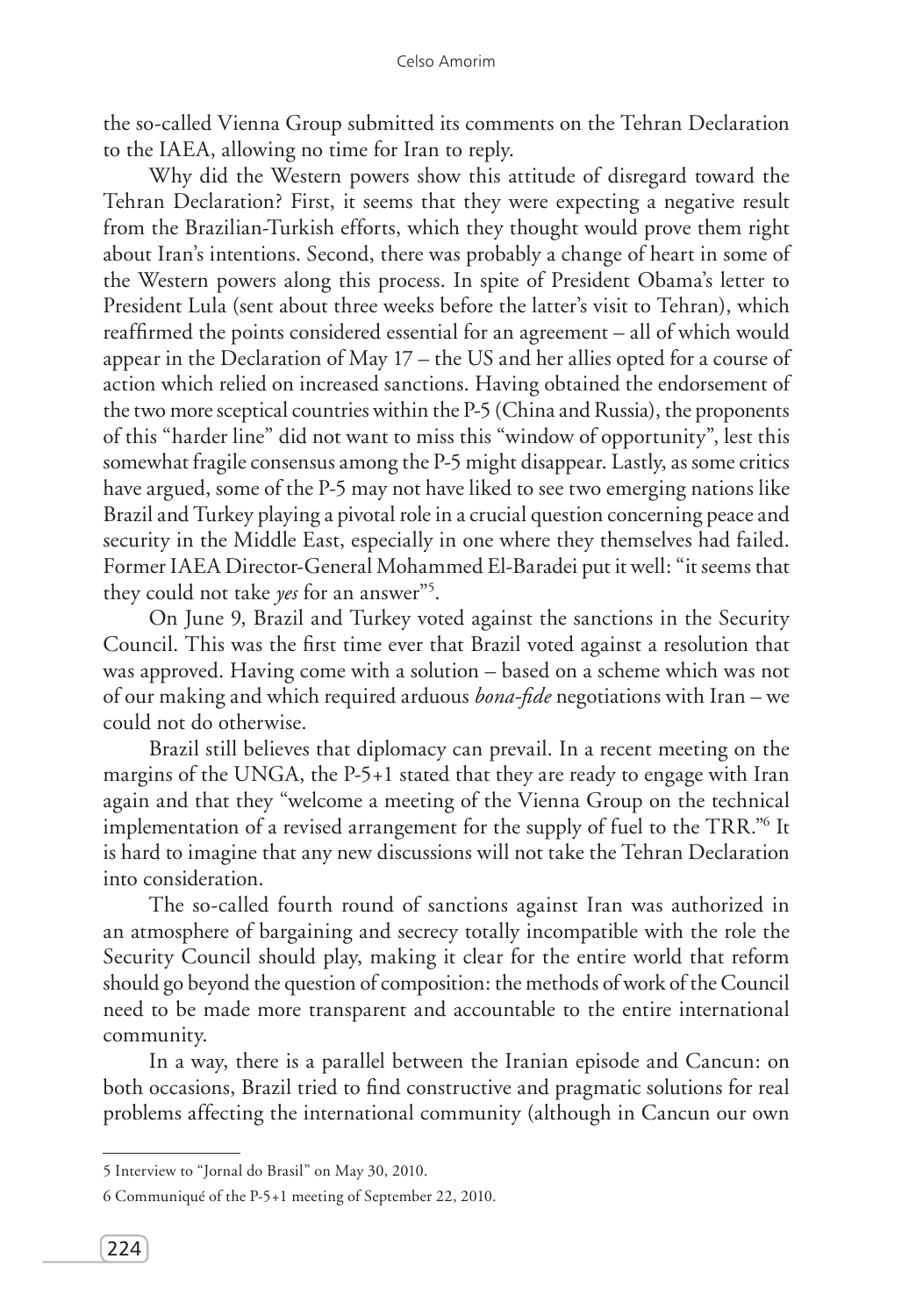the so-called Vienna Group submitted its comments on the Tehran Declaration to the IAEA, allowing no time for Iran to reply.

Why did the Western powers show this attitude of disregard toward the Tehran Declaration? First, it seems that they were expecting a negative result from the Brazilian-Turkish efforts, which they thought would prove them right about Iran's intentions. Second, there was probably a change of heart in some of the Western powers along this process. In spite of President Obama's letter to President Lula (sent about three weeks before the latter's visit to Tehran), which reaffirmed the points considered essential for an agreement – all of which would appear in the Declaration of May 17 – the US and her allies opted for a course of action which relied on increased sanctions. Having obtained the endorsement of the two more sceptical countries within the P-5 (China and Russia), the proponents of this "harder line" did not want to miss this "window of opportunity", lest this somewhat fragile consensus among the P-5 might disappear. Lastly, as some critics have argued, some of the P-5 may not have liked to see two emerging nations like Brazil and Turkey playing a pivotal role in a crucial question concerning peace and security in the Middle East, especially in one where they themselves had failed. Former IAEA Director-General Mohammed El-Baradei put it well: "it seems that they could not take *yes* for an answer"[5].

On June 9, Brazil and Turkey voted against the sanctions in the Security Council. This was the first time ever that Brazil voted against a resolution that was approved. Having come with a solution – based on a scheme which was not of our making and which required arduous *bona-fide* negotiations with Iran – we could not do otherwise.

Brazil still believes that diplomacy can prevail. In a recent meeting on the margins of the UNGA, the P-5+1 stated that they are ready to engage with Iran again and that they "welcome a meeting of the Vienna Group on the technical implementation of a revised arrangement for the supply of fuel to the TRR."[6] It is hard to imagine that any new discussions will not take the Tehran Declaration into consideration.

The so-called fourth round of sanctions against Iran was authorized in an atmosphere of bargaining and secrecy totally incompatible with the role the Security Council should play, making it clear for the entire world that reform should go beyond the question of composition: the methods of work of the Council need to be made more transparent and accountable to the entire international community.

In a way, there is a parallel between the Iranian episode and Cancun: on both occasions, Brazil tried to find constructive and pragmatic solutions for real problems affecting the international community (although in Cancun our own

---

5 Interview to "Jornal do Brasil" on May 30, 2010.

6 Communiqué of the P-5+1 meeting of September 22, 2010.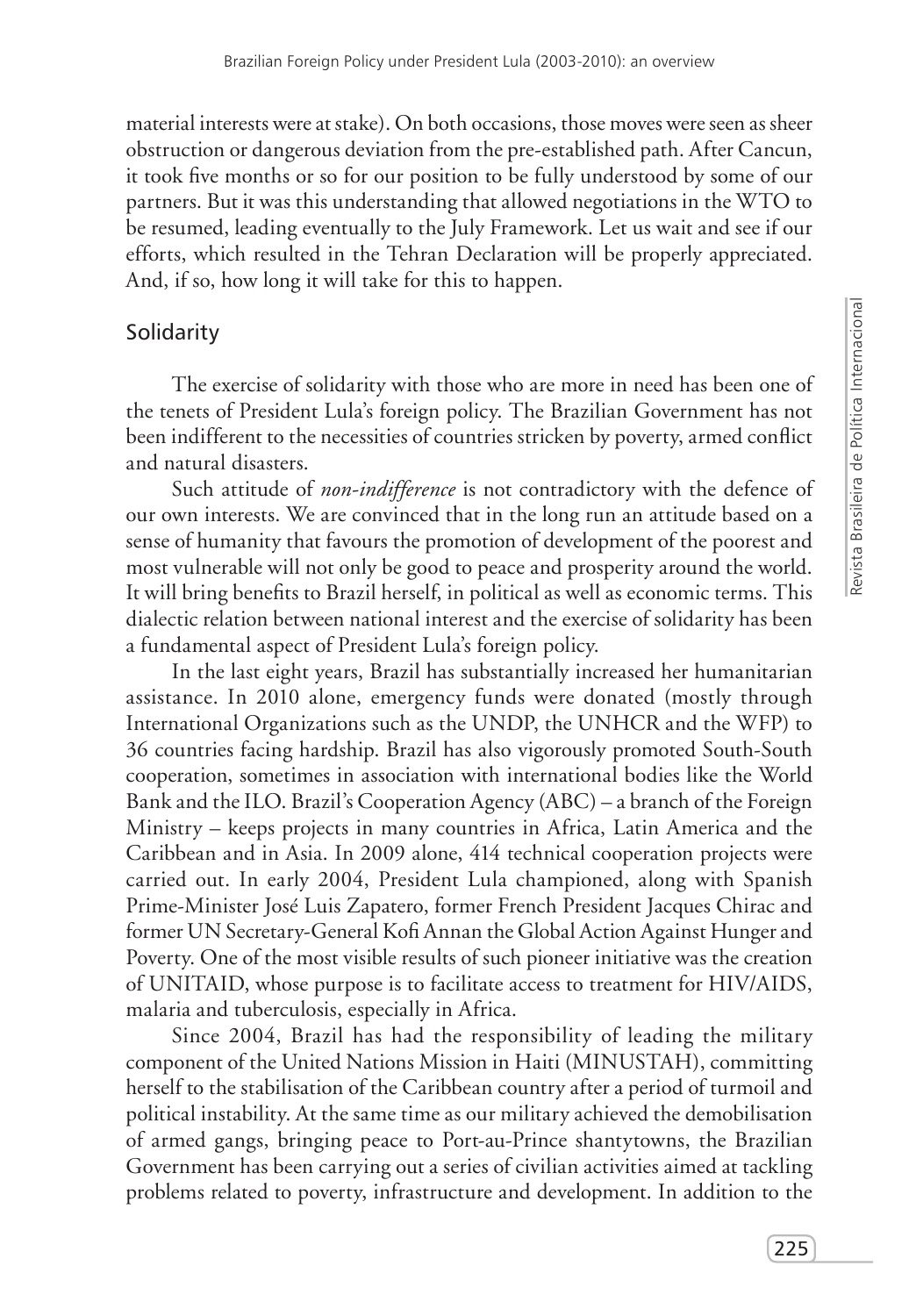material interests were at stake). On both occasions, those moves were seen as sheer obstruction or dangerous deviation from the pre-established path. After Cancun, it took five months or so for our position to be fully understood by some of our partners. But it was this understanding that allowed negotiations in the WTO to be resumed, leading eventually to the July Framework. Let us wait and see if our efforts, which resulted in the Tehran Declaration will be properly appreciated. And, if so, how long it will take for this to happen.

## Solidarity

The exercise of solidarity with those who are more in need has been one of the tenets of President Lula's foreign policy. The Brazilian Government has not been indifferent to the necessities of countries stricken by poverty, armed conflict and natural disasters.

Such attitude of *non-indifference* is not contradictory with the defence of our own interests. We are convinced that in the long run an attitude based on a sense of humanity that favours the promotion of development of the poorest and most vulnerable will not only be good to peace and prosperity around the world. It will bring benefits to Brazil herself, in political as well as economic terms. This dialectic relation between national interest and the exercise of solidarity has been a fundamental aspect of President Lula's foreign policy.

In the last eight years, Brazil has substantially increased her humanitarian assistance. In 2010 alone, emergency funds were donated (mostly through International Organizations such as the UNDP, the UNHCR and the WFP) to 36 countries facing hardship. Brazil has also vigorously promoted South-South cooperation, sometimes in association with international bodies like the World Bank and the ILO. Brazil's Cooperation Agency (ABC) – a branch of the Foreign Ministry – keeps projects in many countries in Africa, Latin America and the Caribbean and in Asia. In 2009 alone, 414 technical cooperation projects were carried out. In early 2004, President Lula championed, along with Spanish Prime-Minister José Luis Zapatero, former French President Jacques Chirac and former UN Secretary-General Kofi Annan the Global Action Against Hunger and Poverty. One of the most visible results of such pioneer initiative was the creation of UNITAID, whose purpose is to facilitate access to treatment for HIV/AIDS, malaria and tuberculosis, especially in Africa.

Since 2004, Brazil has had the responsibility of leading the military component of the United Nations Mission in Haiti (MINUSTAH), committing herself to the stabilisation of the Caribbean country after a period of turmoil and political instability. At the same time as our military achieved the demobilisation of armed gangs, bringing peace to Port-au-Prince shantytowns, the Brazilian Government has been carrying out a series of civilian activities aimed at tackling problems related to poverty, infrastructure and development. In addition to the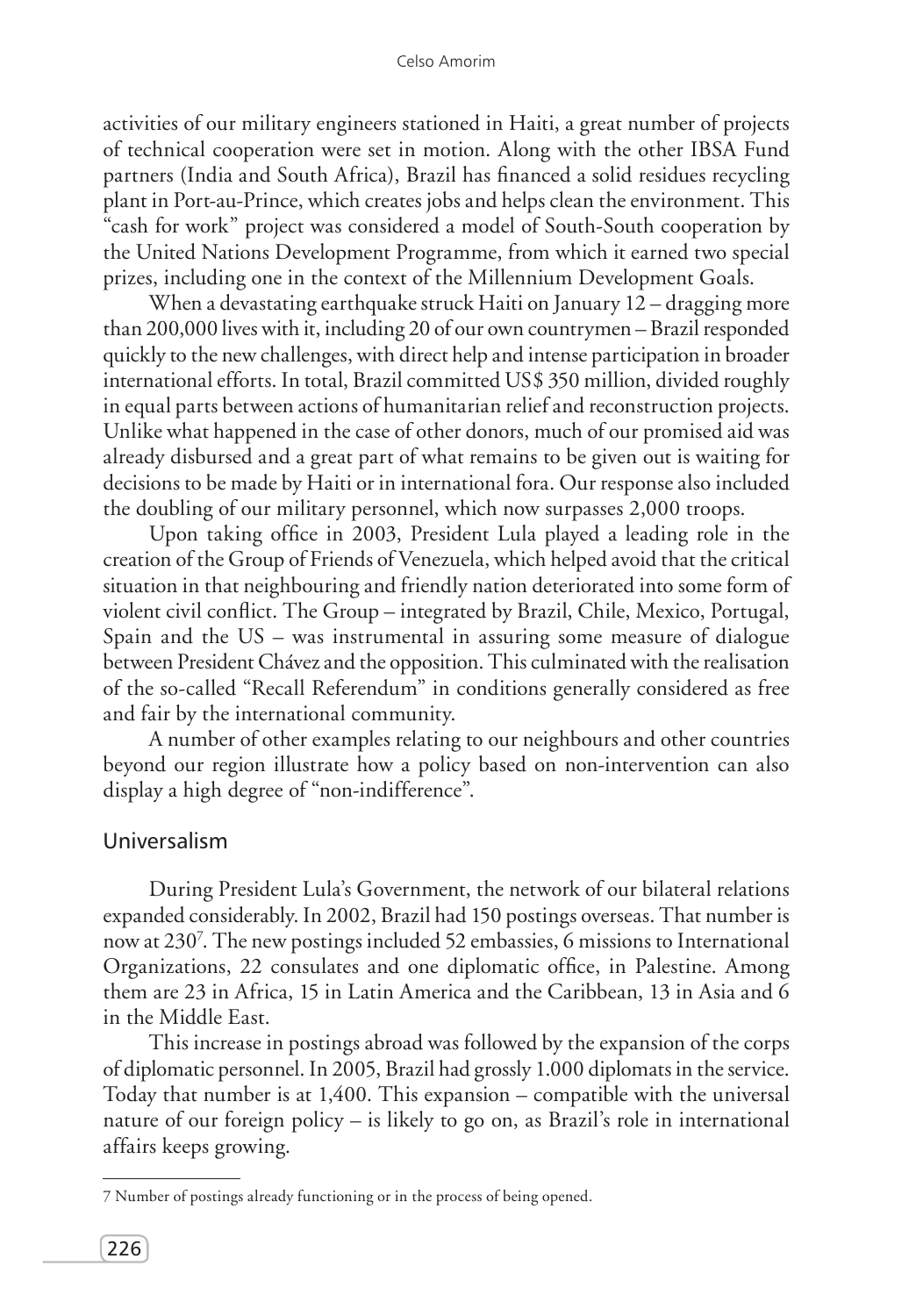activities of our military engineers stationed in Haiti, a great number of projects of technical cooperation were set in motion. Along with the other IBSA Fund partners (India and South Africa), Brazil has financed a solid residues recycling plant in Port-au-Prince, which creates jobs and helps clean the environment. This "cash for work" project was considered a model of South-South cooperation by the United Nations Development Programme, from which it earned two special prizes, including one in the context of the Millennium Development Goals.

When a devastating earthquake struck Haiti on January 12 – dragging more than 200,000 lives with it, including 20 of our own countrymen – Brazil responded quickly to the new challenges, with direct help and intense participation in broader international efforts. In total, Brazil committed US$ 350 million, divided roughly in equal parts between actions of humanitarian relief and reconstruction projects. Unlike what happened in the case of other donors, much of our promised aid was already disbursed and a great part of what remains to be given out is waiting for decisions to be made by Haiti or in international fora. Our response also included the doubling of our military personnel, which now surpasses 2,000 troops.

Upon taking office in 2003, President Lula played a leading role in the creation of the Group of Friends of Venezuela, which helped avoid that the critical situation in that neighbouring and friendly nation deteriorated into some form of violent civil conflict. The Group – integrated by Brazil, Chile, Mexico, Portugal, Spain and the US – was instrumental in assuring some measure of dialogue between President Chávez and the opposition. This culminated with the realisation of the so-called "Recall Referendum" in conditions generally considered as free and fair by the international community.

A number of other examples relating to our neighbours and other countries beyond our region illustrate how a policy based on non-intervention can also display a high degree of "non-indifference".

## Universalism

During President Lula's Government, the network of our bilateral relations expanded considerably. In 2002, Brazil had 150 postings overseas. That number is now at 230[7]. The new postings included 52 embassies, 6 missions to International Organizations, 22 consulates and one diplomatic office, in Palestine. Among them are 23 in Africa, 15 in Latin America and the Caribbean, 13 in Asia and 6 in the Middle East.

This increase in postings abroad was followed by the expansion of the corps of diplomatic personnel. In 2005, Brazil had grossly 1.000 diplomats in the service. Today that number is at 1,400. This expansion – compatible with the universal nature of our foreign policy – is likely to go on, as Brazil's role in international affairs keeps growing.

---

7 Number of postings already functioning or in the process of being opened.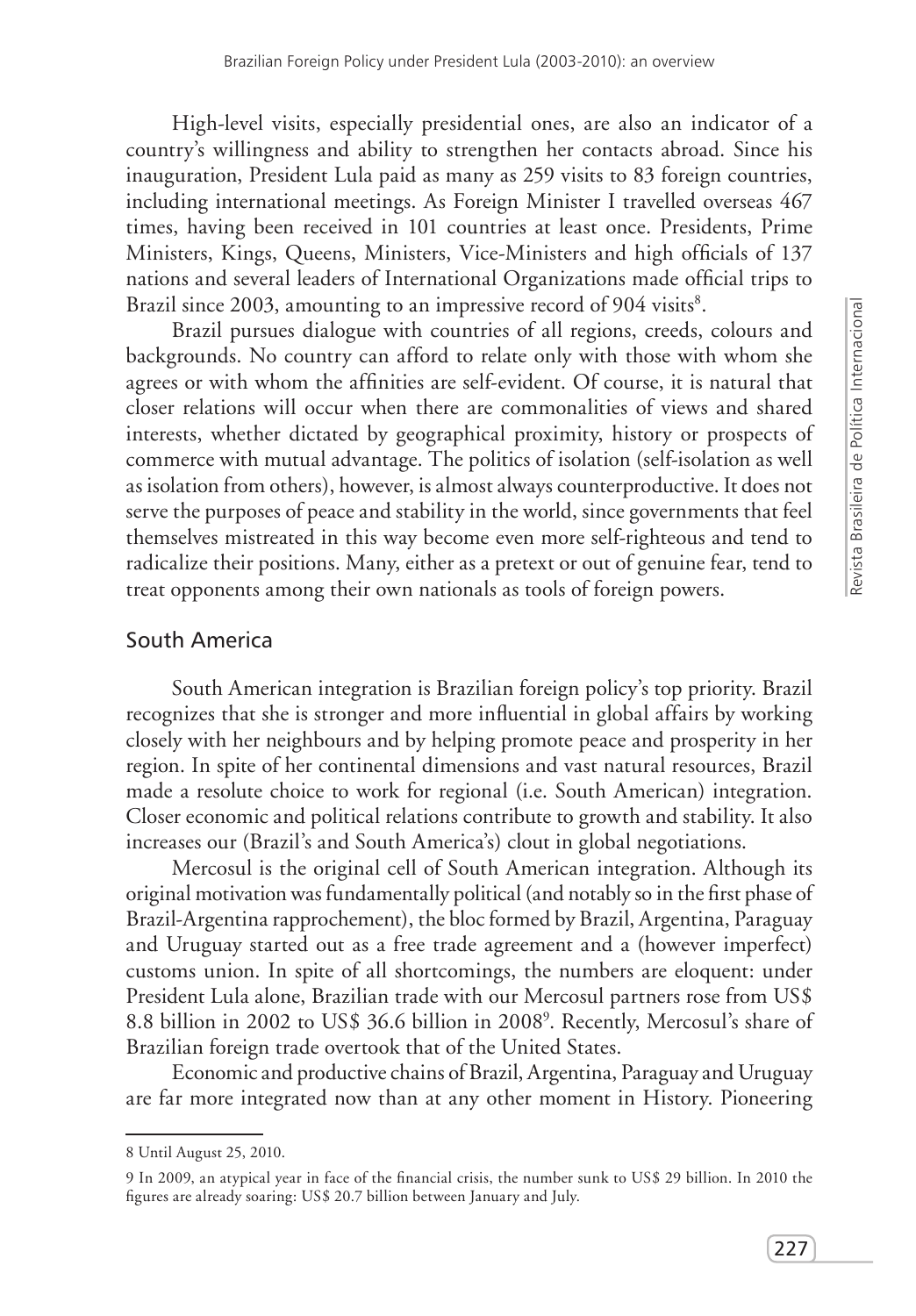High-level visits, especially presidential ones, are also an indicator of a country's willingness and ability to strengthen her contacts abroad. Since his inauguration, President Lula paid as many as 259 visits to 83 foreign countries, including international meetings. As Foreign Minister I travelled overseas 467 times, having been received in 101 countries at least once. Presidents, Prime Ministers, Kings, Queens, Ministers, Vice-Ministers and high officials of 137 nations and several leaders of International Organizations made official trips to Brazil since 2003, amounting to an impressive record of 904 visits[8].

Brazil pursues dialogue with countries of all regions, creeds, colours and backgrounds. No country can afford to relate only with those with whom she agrees or with whom the affinities are self-evident. Of course, it is natural that closer relations will occur when there are commonalities of views and shared interests, whether dictated by geographical proximity, history or prospects of commerce with mutual advantage. The politics of isolation (self-isolation as well as isolation from others), however, is almost always counterproductive. It does not serve the purposes of peace and stability in the world, since governments that feel themselves mistreated in this way become even more self-righteous and tend to radicalize their positions. Many, either as a pretext or out of genuine fear, tend to treat opponents among their own nationals as tools of foreign powers.

## South America

South American integration is Brazilian foreign policy's top priority. Brazil recognizes that she is stronger and more influential in global affairs by working closely with her neighbours and by helping promote peace and prosperity in her region. In spite of her continental dimensions and vast natural resources, Brazil made a resolute choice to work for regional (i.e. South American) integration. Closer economic and political relations contribute to growth and stability. It also increases our (Brazil's and South America's) clout in global negotiations.

Mercosul is the original cell of South American integration. Although its original motivation was fundamentally political (and notably so in the first phase of Brazil-Argentina rapprochement), the bloc formed by Brazil, Argentina, Paraguay and Uruguay started out as a free trade agreement and a (however imperfect) customs union. In spite of all shortcomings, the numbers are eloquent: under President Lula alone, Brazilian trade with our Mercosul partners rose from US$ 8.8 billion in 2002 to US$ 36.6 billion in 2008[9]. Recently, Mercosul's share of Brazilian foreign trade overtook that of the United States.

Economic and productive chains of Brazil, Argentina, Paraguay and Uruguay are far more integrated now than at any other moment in History. Pioneering

---

8 Until August 25, 2010.

9 In 2009, an atypical year in face of the financial crisis, the number sunk to US$ 29 billion. In 2010 the figures are already soaring: US$ 20.7 billion between January and July.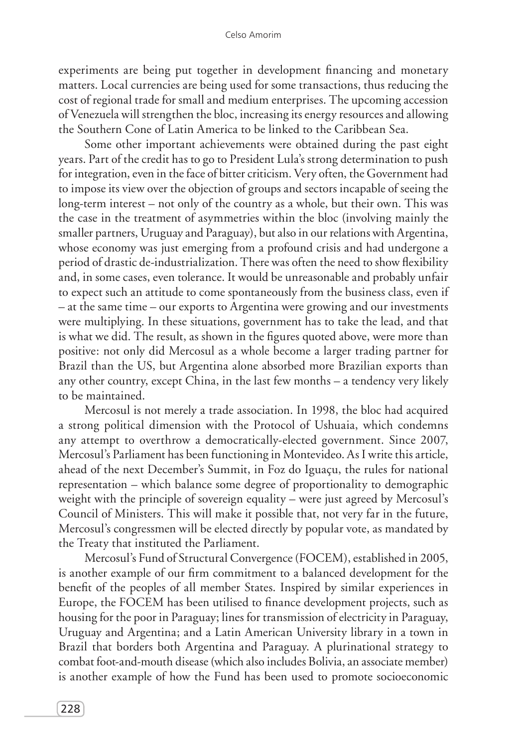experiments are being put together in development financing and monetary matters. Local currencies are being used for some transactions, thus reducing the cost of regional trade for small and medium enterprises. The upcoming accession of Venezuela will strengthen the bloc, increasing its energy resources and allowing the Southern Cone of Latin America to be linked to the Caribbean Sea.

Some other important achievements were obtained during the past eight years. Part of the credit has to go to President Lula's strong determination to push for integration, even in the face of bitter criticism. Very often, the Government had to impose its view over the objection of groups and sectors incapable of seeing the long-term interest – not only of the country as a whole, but their own. This was the case in the treatment of asymmetries within the bloc (involving mainly the smaller partners, Uruguay and Paraguay), but also in our relations with Argentina, whose economy was just emerging from a profound crisis and had undergone a period of drastic de-industrialization. There was often the need to show flexibility and, in some cases, even tolerance. It would be unreasonable and probably unfair to expect such an attitude to come spontaneously from the business class, even if – at the same time – our exports to Argentina were growing and our investments were multiplying. In these situations, government has to take the lead, and that is what we did. The result, as shown in the figures quoted above, were more than positive: not only did Mercosul as a whole become a larger trading partner for Brazil than the US, but Argentina alone absorbed more Brazilian exports than any other country, except China, in the last few months – a tendency very likely to be maintained.

Mercosul is not merely a trade association. In 1998, the bloc had acquired a strong political dimension with the Protocol of Ushuaia, which condemns any attempt to overthrow a democratically-elected government. Since 2007, Mercosul's Parliament has been functioning in Montevideo. As I write this article, ahead of the next December's Summit, in Foz do Iguaçu, the rules for national representation – which balance some degree of proportionality to demographic weight with the principle of sovereign equality – were just agreed by Mercosul's Council of Ministers. This will make it possible that, not very far in the future, Mercosul's congressmen will be elected directly by popular vote, as mandated by the Treaty that instituted the Parliament.

Mercosul's Fund of Structural Convergence (FOCEM), established in 2005, is another example of our firm commitment to a balanced development for the benefit of the peoples of all member States. Inspired by similar experiences in Europe, the FOCEM has been utilised to finance development projects, such as housing for the poor in Paraguay; lines for transmission of electricity in Paraguay, Uruguay and Argentina; and a Latin American University library in a town in Brazil that borders both Argentina and Paraguay. A plurinational strategy to combat foot-and-mouth disease (which also includes Bolivia, an associate member) is another example of how the Fund has been used to promote socioeconomic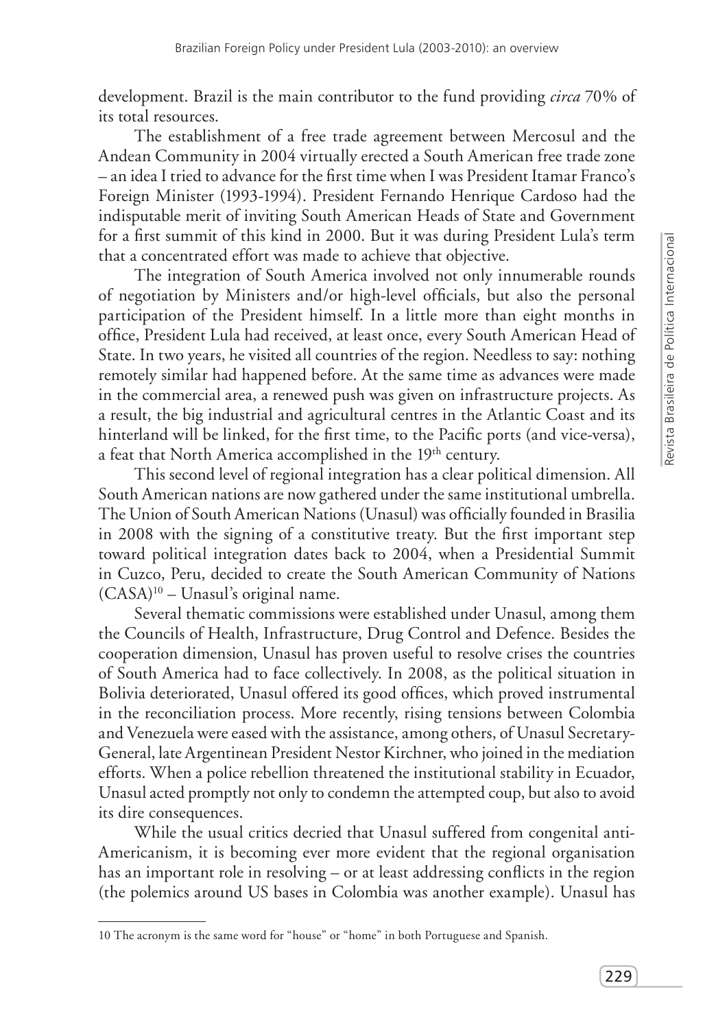development. Brazil is the main contributor to the fund providing *circa* 70% of its total resources.

The establishment of a free trade agreement between Mercosul and the Andean Community in 2004 virtually erected a South American free trade zone – an idea I tried to advance for the first time when I was President Itamar Franco's Foreign Minister (1993-1994). President Fernando Henrique Cardoso had the indisputable merit of inviting South American Heads of State and Government for a first summit of this kind in 2000. But it was during President Lula's term that a concentrated effort was made to achieve that objective.

The integration of South America involved not only innumerable rounds of negotiation by Ministers and/or high-level officials, but also the personal participation of the President himself. In a little more than eight months in office, President Lula had received, at least once, every South American Head of State. In two years, he visited all countries of the region. Needless to say: nothing remotely similar had happened before. At the same time as advances were made in the commercial area, a renewed push was given on infrastructure projects. As a result, the big industrial and agricultural centres in the Atlantic Coast and its hinterland will be linked, for the first time, to the Pacific ports (and vice-versa), a feat that North America accomplished in the 19th century.

This second level of regional integration has a clear political dimension. All South American nations are now gathered under the same institutional umbrella. The Union of South American Nations (Unasul) was officially founded in Brasilia in 2008 with the signing of a constitutive treaty. But the first important step toward political integration dates back to 2004, when a Presidential Summit in Cuzco, Peru, decided to create the South American Community of Nations (CASA)[10] – Unasul's original name.

Several thematic commissions were established under Unasul, among them the Councils of Health, Infrastructure, Drug Control and Defence. Besides the cooperation dimension, Unasul has proven useful to resolve crises the countries of South America had to face collectively. In 2008, as the political situation in Bolivia deteriorated, Unasul offered its good offices, which proved instrumental in the reconciliation process. More recently, rising tensions between Colombia and Venezuela were eased with the assistance, among others, of Unasul Secretary-General, late Argentinean President Nestor Kirchner, who joined in the mediation efforts. When a police rebellion threatened the institutional stability in Ecuador, Unasul acted promptly not only to condemn the attempted coup, but also to avoid its dire consequences.

While the usual critics decried that Unasul suffered from congenital anti-Americanism, it is becoming ever more evident that the regional organisation has an important role in resolving – or at least addressing conflicts in the region (the polemics around US bases in Colombia was another example). Unasul has

---

10 The acronym is the same word for "house" or "home" in both Portuguese and Spanish.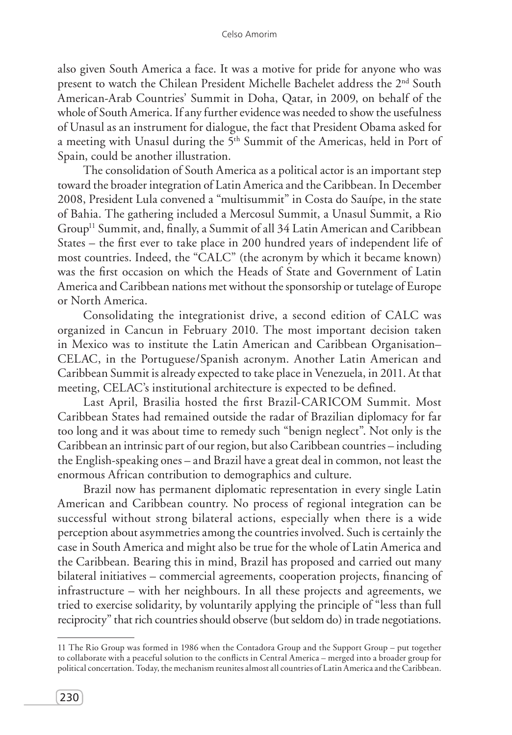also given South America a face. It was a motive for pride for anyone who was present to watch the Chilean President Michelle Bachelet address the 2nd South American-Arab Countries' Summit in Doha, Qatar, in 2009, on behalf of the whole of South America. If any further evidence was needed to show the usefulness of Unasul as an instrument for dialogue, the fact that President Obama asked for a meeting with Unasul during the 5th Summit of the Americas, held in Port of Spain, could be another illustration.

The consolidation of South America as a political actor is an important step toward the broader integration of Latin America and the Caribbean. In December 2008, President Lula convened a "multisummit" in Costa do Sauípe, in the state of Bahia. The gathering included a Mercosul Summit, a Unasul Summit, a Rio Group[11] Summit, and, finally, a Summit of all 34 Latin American and Caribbean States – the first ever to take place in 200 hundred years of independent life of most countries. Indeed, the "CALC" (the acronym by which it became known) was the first occasion on which the Heads of State and Government of Latin America and Caribbean nations met without the sponsorship or tutelage of Europe or North America.

Consolidating the integrationist drive, a second edition of CALC was organized in Cancun in February 2010. The most important decision taken in Mexico was to institute the Latin American and Caribbean Organisation– CELAC, in the Portuguese/Spanish acronym. Another Latin American and Caribbean Summit is already expected to take place in Venezuela, in 2011. At that meeting, CELAC's institutional architecture is expected to be defined.

Last April, Brasilia hosted the first Brazil-CARICOM Summit. Most Caribbean States had remained outside the radar of Brazilian diplomacy for far too long and it was about time to remedy such "benign neglect". Not only is the Caribbean an intrinsic part of our region, but also Caribbean countries – including the English-speaking ones – and Brazil have a great deal in common, not least the enormous African contribution to demographics and culture.

Brazil now has permanent diplomatic representation in every single Latin American and Caribbean country. No process of regional integration can be successful without strong bilateral actions, especially when there is a wide perception about asymmetries among the countries involved. Such is certainly the case in South America and might also be true for the whole of Latin America and the Caribbean. Bearing this in mind, Brazil has proposed and carried out many bilateral initiatives – commercial agreements, cooperation projects, financing of infrastructure – with her neighbours. In all these projects and agreements, we tried to exercise solidarity, by voluntarily applying the principle of "less than full reciprocity" that rich countries should observe (but seldom do) in trade negotiations.

---

11 The Rio Group was formed in 1986 when the Contadora Group and the Support Group – put together to collaborate with a peaceful solution to the conflicts in Central America – merged into a broader group for political concertation. Today, the mechanism reunites almost all countries of Latin America and the Caribbean.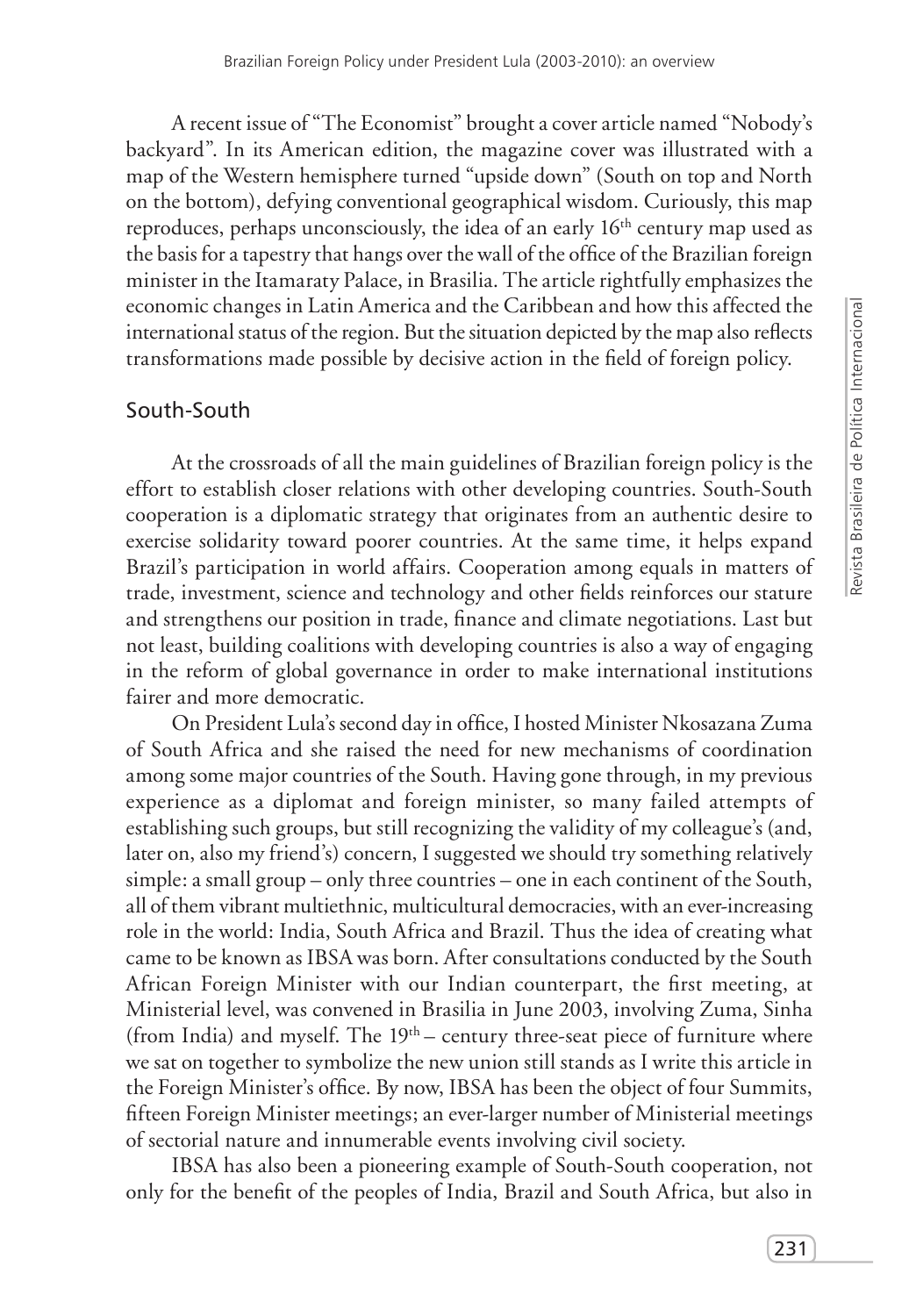A recent issue of "The Economist" brought a cover article named "Nobody's backyard". In its American edition, the magazine cover was illustrated with a map of the Western hemisphere turned "upside down" (South on top and North on the bottom), defying conventional geographical wisdom. Curiously, this map reproduces, perhaps unconsciously, the idea of an early 16th century map used as the basis for a tapestry that hangs over the wall of the office of the Brazilian foreign minister in the Itamaraty Palace, in Brasilia. The article rightfully emphasizes the economic changes in Latin America and the Caribbean and how this affected the international status of the region. But the situation depicted by the map also reflects transformations made possible by decisive action in the field of foreign policy.

## South-South

At the crossroads of all the main guidelines of Brazilian foreign policy is the effort to establish closer relations with other developing countries. South-South cooperation is a diplomatic strategy that originates from an authentic desire to exercise solidarity toward poorer countries. At the same time, it helps expand Brazil's participation in world affairs. Cooperation among equals in matters of trade, investment, science and technology and other fields reinforces our stature and strengthens our position in trade, finance and climate negotiations. Last but not least, building coalitions with developing countries is also a way of engaging in the reform of global governance in order to make international institutions fairer and more democratic.

On President Lula's second day in office, I hosted Minister Nkosazana Zuma of South Africa and she raised the need for new mechanisms of coordination among some major countries of the South. Having gone through, in my previous experience as a diplomat and foreign minister, so many failed attempts of establishing such groups, but still recognizing the validity of my colleague's (and, later on, also my friend's) concern, I suggested we should try something relatively simple: a small group – only three countries – one in each continent of the South, all of them vibrant multiethnic, multicultural democracies, with an ever-increasing role in the world: India, South Africa and Brazil. Thus the idea of creating what came to be known as IBSA was born. After consultations conducted by the South African Foreign Minister with our Indian counterpart, the first meeting, at Ministerial level, was convened in Brasilia in June 2003, involving Zuma, Sinha (from India) and myself. The 19th – century three-seat piece of furniture where we sat on together to symbolize the new union still stands as I write this article in the Foreign Minister's office. By now, IBSA has been the object of four Summits, fifteen Foreign Minister meetings; an ever-larger number of Ministerial meetings of sectorial nature and innumerable events involving civil society.

IBSA has also been a pioneering example of South-South cooperation, not only for the benefit of the peoples of India, Brazil and South Africa, but also in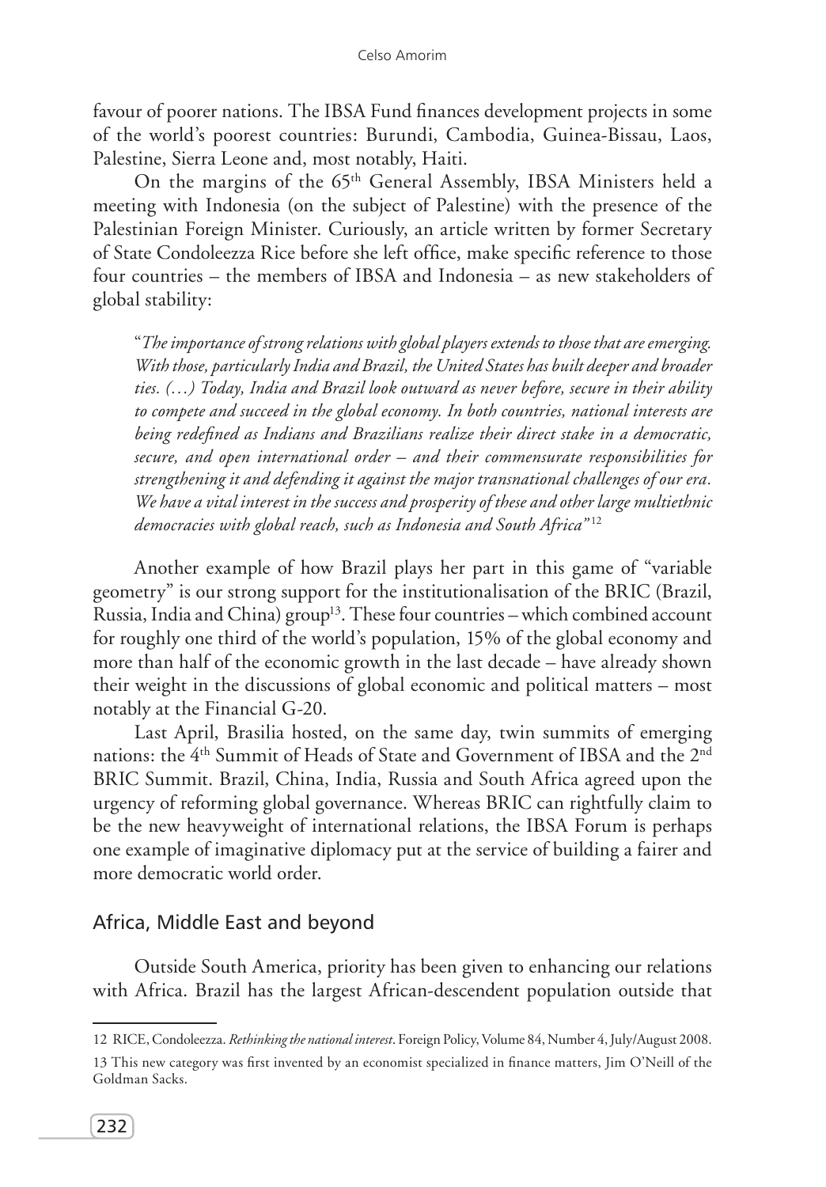favour of poorer nations. The IBSA Fund finances development projects in some of the world's poorest countries: Burundi, Cambodia, Guinea-Bissau, Laos, Palestine, Sierra Leone and, most notably, Haiti.

On the margins of the 65th General Assembly, IBSA Ministers held a meeting with Indonesia (on the subject of Palestine) with the presence of the Palestinian Foreign Minister. Curiously, an article written by former Secretary of State Condoleezza Rice before she left office, make specific reference to those four countries – the members of IBSA and Indonesia – as new stakeholders of global stability:

> "*The importance of strong relations with global players extends to those that are emerging. With those, particularly India and Brazil, the United States has built deeper and broader ties. (…) Today, India and Brazil look outward as never before, secure in their ability to compete and succeed in the global economy. In both countries, national interests are being redefined as Indians and Brazilians realize their direct stake in a democratic, secure, and open international order – and their commensurate responsibilities for strengthening it and defending it against the major transnational challenges of our era. We have a vital interest in the success and prosperity of these and other large multiethnic democracies with global reach, such as Indonesia and South Africa*"[12]

Another example of how Brazil plays her part in this game of "variable geometry" is our strong support for the institutionalisation of the BRIC (Brazil, Russia, India and China) group[13]. These four countries – which combined account for roughly one third of the world's population, 15% of the global economy and more than half of the economic growth in the last decade – have already shown their weight in the discussions of global economic and political matters – most notably at the Financial G-20.

Last April, Brasilia hosted, on the same day, twin summits of emerging nations: the 4th Summit of Heads of State and Government of IBSA and the 2nd BRIC Summit. Brazil, China, India, Russia and South Africa agreed upon the urgency of reforming global governance. Whereas BRIC can rightfully claim to be the new heavyweight of international relations, the IBSA Forum is perhaps one example of imaginative diplomacy put at the service of building a fairer and more democratic world order.

## Africa, Middle East and beyond

Outside South America, priority has been given to enhancing our relations with Africa. Brazil has the largest African-descendent population outside that

---

12 RICE, Condoleezza. *Rethinking the national interest*. Foreign Policy, Volume 84, Number 4, July/August 2008.

13 This new category was first invented by an economist specialized in finance matters, Jim O'Neill of the Goldman Sacks.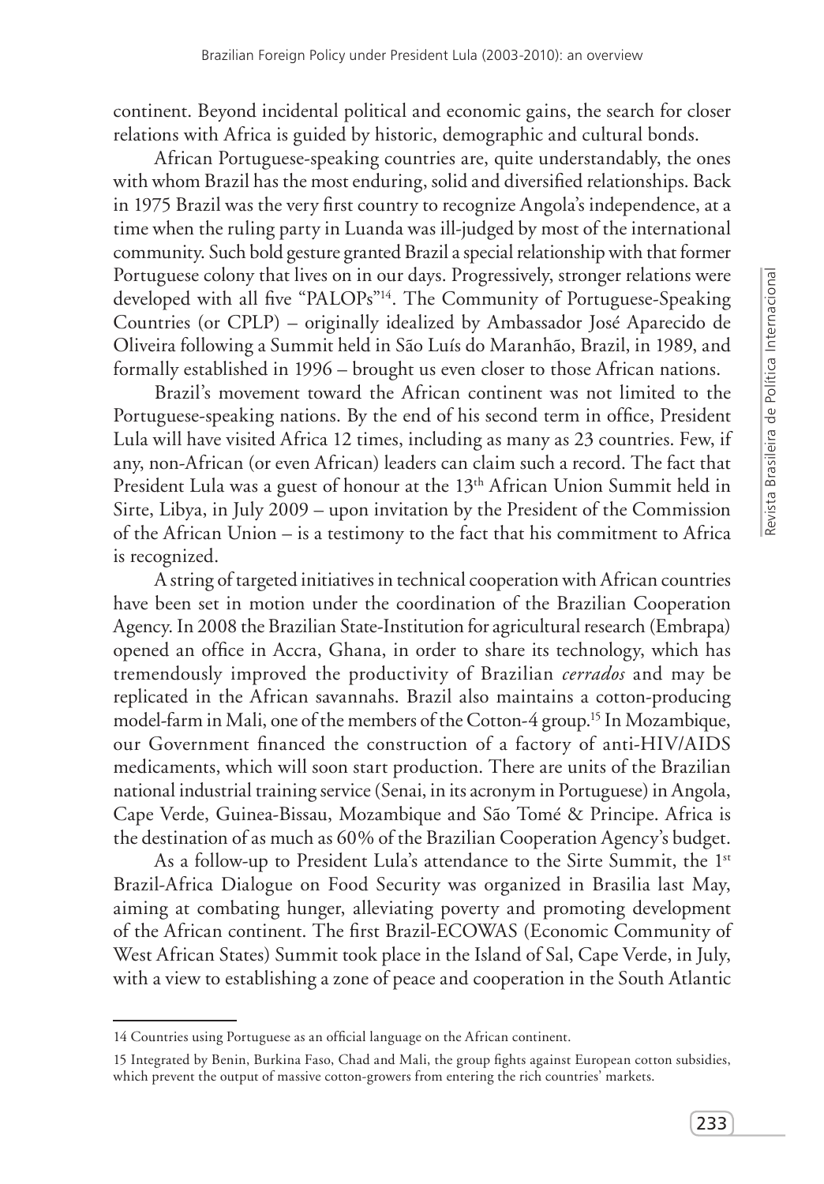continent. Beyond incidental political and economic gains, the search for closer relations with Africa is guided by historic, demographic and cultural bonds.

African Portuguese-speaking countries are, quite understandably, the ones with whom Brazil has the most enduring, solid and diversified relationships. Back in 1975 Brazil was the very first country to recognize Angola's independence, at a time when the ruling party in Luanda was ill-judged by most of the international community. Such bold gesture granted Brazil a special relationship with that former Portuguese colony that lives on in our days. Progressively, stronger relations were developed with all five "PALOPs"[14]. The Community of Portuguese-Speaking Countries (or CPLP) – originally idealized by Ambassador José Aparecido de Oliveira following a Summit held in São Luís do Maranhão, Brazil, in 1989, and formally established in 1996 – brought us even closer to those African nations.

Brazil's movement toward the African continent was not limited to the Portuguese-speaking nations. By the end of his second term in office, President Lula will have visited Africa 12 times, including as many as 23 countries. Few, if any, non-African (or even African) leaders can claim such a record. The fact that President Lula was a guest of honour at the 13th African Union Summit held in Sirte, Libya, in July 2009 – upon invitation by the President of the Commission of the African Union – is a testimony to the fact that his commitment to Africa is recognized.

A string of targeted initiatives in technical cooperation with African countries have been set in motion under the coordination of the Brazilian Cooperation Agency. In 2008 the Brazilian State-Institution for agricultural research (Embrapa) opened an office in Accra, Ghana, in order to share its technology, which has tremendously improved the productivity of Brazilian *cerrados* and may be replicated in the African savannahs. Brazil also maintains a cotton-producing model-farm in Mali, one of the members of the Cotton-4 group.[15] In Mozambique, our Government financed the construction of a factory of anti-HIV/AIDS medicaments, which will soon start production. There are units of the Brazilian national industrial training service (Senai, in its acronym in Portuguese) in Angola, Cape Verde, Guinea-Bissau, Mozambique and São Tomé & Principe. Africa is the destination of as much as 60% of the Brazilian Cooperation Agency's budget.

As a follow-up to President Lula's attendance to the Sirte Summit, the 1st Brazil-Africa Dialogue on Food Security was organized in Brasilia last May, aiming at combating hunger, alleviating poverty and promoting development of the African continent. The first Brazil-ECOWAS (Economic Community of West African States) Summit took place in the Island of Sal, Cape Verde, in July, with a view to establishing a zone of peace and cooperation in the South Atlantic

---

14 Countries using Portuguese as an official language on the African continent.

15 Integrated by Benin, Burkina Faso, Chad and Mali, the group fights against European cotton subsidies, which prevent the output of massive cotton-growers from entering the rich countries' markets.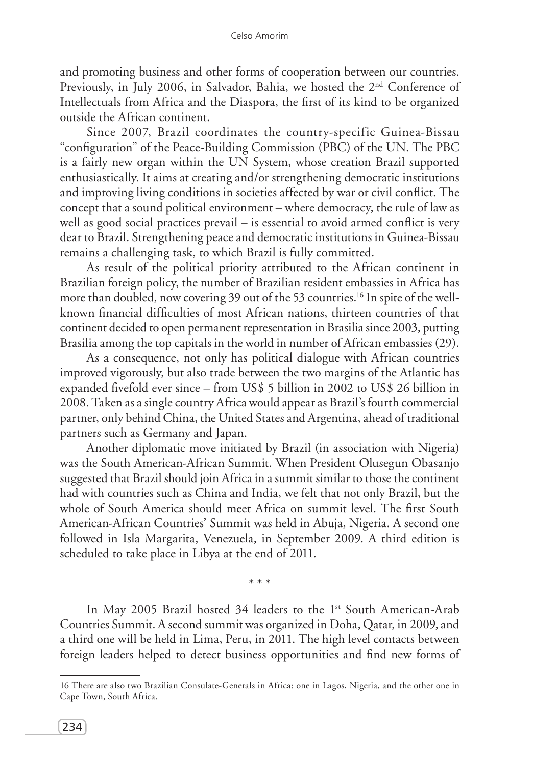and promoting business and other forms of cooperation between our countries. Previously, in July 2006, in Salvador, Bahia, we hosted the 2nd Conference of Intellectuals from Africa and the Diaspora, the first of its kind to be organized outside the African continent.

Since 2007, Brazil coordinates the country-specific Guinea-Bissau "configuration" of the Peace-Building Commission (PBC) of the UN. The PBC is a fairly new organ within the UN System, whose creation Brazil supported enthusiastically. It aims at creating and/or strengthening democratic institutions and improving living conditions in societies affected by war or civil conflict. The concept that a sound political environment – where democracy, the rule of law as well as good social practices prevail – is essential to avoid armed conflict is very dear to Brazil. Strengthening peace and democratic institutions in Guinea-Bissau remains a challenging task, to which Brazil is fully committed.

As result of the political priority attributed to the African continent in Brazilian foreign policy, the number of Brazilian resident embassies in Africa has more than doubled, now covering 39 out of the 53 countries.[16] In spite of the well-known financial difficulties of most African nations, thirteen countries of that continent decided to open permanent representation in Brasilia since 2003, putting Brasilia among the top capitals in the world in number of African embassies (29).

As a consequence, not only has political dialogue with African countries improved vigorously, but also trade between the two margins of the Atlantic has expanded fivefold ever since – from US$ 5 billion in 2002 to US$ 26 billion in 2008. Taken as a single country Africa would appear as Brazil's fourth commercial partner, only behind China, the United States and Argentina, ahead of traditional partners such as Germany and Japan.

Another diplomatic move initiated by Brazil (in association with Nigeria) was the South American-African Summit. When President Olusegun Obasanjo suggested that Brazil should join Africa in a summit similar to those the continent had with countries such as China and India, we felt that not only Brazil, but the whole of South America should meet Africa on summit level. The first South American-African Countries' Summit was held in Abuja, Nigeria. A second one followed in Isla Margarita, Venezuela, in September 2009. A third edition is scheduled to take place in Libya at the end of 2011.

\* \* \*

In May 2005 Brazil hosted 34 leaders to the 1st South American-Arab Countries Summit. A second summit was organized in Doha, Qatar, in 2009, and a third one will be held in Lima, Peru, in 2011. The high level contacts between foreign leaders helped to detect business opportunities and find new forms of

---

16 There are also two Brazilian Consulate-Generals in Africa: one in Lagos, Nigeria, and the other one in Cape Town, South Africa.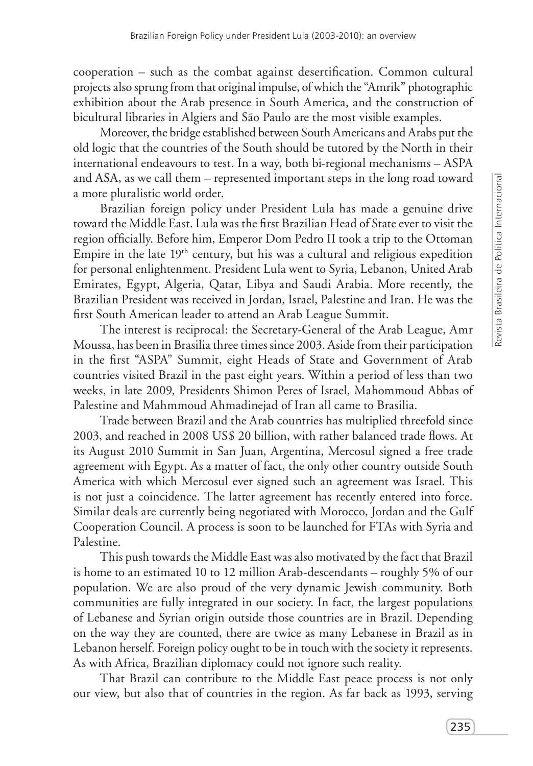cooperation – such as the combat against desertification. Common cultural projects also sprung from that original impulse, of which the "Amrik" photographic exhibition about the Arab presence in South America, and the construction of bicultural libraries in Algiers and São Paulo are the most visible examples.

Moreover, the bridge established between South Americans and Arabs put the old logic that the countries of the South should be tutored by the North in their international endeavours to test. In a way, both bi-regional mechanisms – ASPA and ASA, as we call them – represented important steps in the long road toward a more pluralistic world order.

Brazilian foreign policy under President Lula has made a genuine drive toward the Middle East. Lula was the first Brazilian Head of State ever to visit the region officially. Before him, Emperor Dom Pedro II took a trip to the Ottoman Empire in the late 19th century, but his was a cultural and religious expedition for personal enlightenment. President Lula went to Syria, Lebanon, United Arab Emirates, Egypt, Algeria, Qatar, Libya and Saudi Arabia. More recently, the Brazilian President was received in Jordan, Israel, Palestine and Iran. He was the first South American leader to attend an Arab League Summit.

The interest is reciprocal: the Secretary-General of the Arab League, Amr Moussa, has been in Brasilia three times since 2003. Aside from their participation in the first "ASPA" Summit, eight Heads of State and Government of Arab countries visited Brazil in the past eight years. Within a period of less than two weeks, in late 2009, Presidents Shimon Peres of Israel, Mahommoud Abbas of Palestine and Mahmmoud Ahmadinejad of Iran all came to Brasilia.

Trade between Brazil and the Arab countries has multiplied threefold since 2003, and reached in 2008 US$ 20 billion, with rather balanced trade flows. At its August 2010 Summit in San Juan, Argentina, Mercosul signed a free trade agreement with Egypt. As a matter of fact, the only other country outside South America with which Mercosul ever signed such an agreement was Israel. This is not just a coincidence. The latter agreement has recently entered into force. Similar deals are currently being negotiated with Morocco, Jordan and the Gulf Cooperation Council. A process is soon to be launched for FTAs with Syria and Palestine.

This push towards the Middle East was also motivated by the fact that Brazil is home to an estimated 10 to 12 million Arab-descendants – roughly 5% of our population. We are also proud of the very dynamic Jewish community. Both communities are fully integrated in our society. In fact, the largest populations of Lebanese and Syrian origin outside those countries are in Brazil. Depending on the way they are counted, there are twice as many Lebanese in Brazil as in Lebanon herself. Foreign policy ought to be in touch with the society it represents. As with Africa, Brazilian diplomacy could not ignore such reality.

That Brazil can contribute to the Middle East peace process is not only our view, but also that of countries in the region. As far back as 1993, serving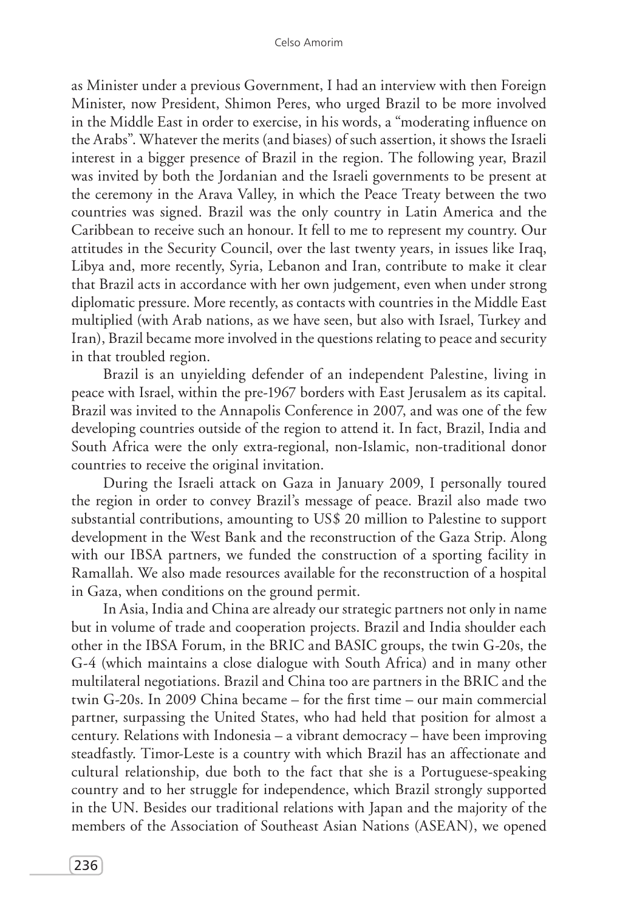as Minister under a previous Government, I had an interview with then Foreign Minister, now President, Shimon Peres, who urged Brazil to be more involved in the Middle East in order to exercise, in his words, a "moderating influence on the Arabs". Whatever the merits (and biases) of such assertion, it shows the Israeli interest in a bigger presence of Brazil in the region. The following year, Brazil was invited by both the Jordanian and the Israeli governments to be present at the ceremony in the Arava Valley, in which the Peace Treaty between the two countries was signed. Brazil was the only country in Latin America and the Caribbean to receive such an honour. It fell to me to represent my country. Our attitudes in the Security Council, over the last twenty years, in issues like Iraq, Libya and, more recently, Syria, Lebanon and Iran, contribute to make it clear that Brazil acts in accordance with her own judgement, even when under strong diplomatic pressure. More recently, as contacts with countries in the Middle East multiplied (with Arab nations, as we have seen, but also with Israel, Turkey and Iran), Brazil became more involved in the questions relating to peace and security in that troubled region.

Brazil is an unyielding defender of an independent Palestine, living in peace with Israel, within the pre-1967 borders with East Jerusalem as its capital. Brazil was invited to the Annapolis Conference in 2007, and was one of the few developing countries outside of the region to attend it. In fact, Brazil, India and South Africa were the only extra-regional, non-Islamic, non-traditional donor countries to receive the original invitation.

During the Israeli attack on Gaza in January 2009, I personally toured the region in order to convey Brazil's message of peace. Brazil also made two substantial contributions, amounting to US$ 20 million to Palestine to support development in the West Bank and the reconstruction of the Gaza Strip. Along with our IBSA partners, we funded the construction of a sporting facility in Ramallah. We also made resources available for the reconstruction of a hospital in Gaza, when conditions on the ground permit.

In Asia, India and China are already our strategic partners not only in name but in volume of trade and cooperation projects. Brazil and India shoulder each other in the IBSA Forum, in the BRIC and BASIC groups, the twin G-20s, the G-4 (which maintains a close dialogue with South Africa) and in many other multilateral negotiations. Brazil and China too are partners in the BRIC and the twin G-20s. In 2009 China became – for the first time – our main commercial partner, surpassing the United States, who had held that position for almost a century. Relations with Indonesia – a vibrant democracy – have been improving steadfastly. Timor-Leste is a country with which Brazil has an affectionate and cultural relationship, due both to the fact that she is a Portuguese-speaking country and to her struggle for independence, which Brazil strongly supported in the UN. Besides our traditional relations with Japan and the majority of the members of the Association of Southeast Asian Nations (ASEAN), we opened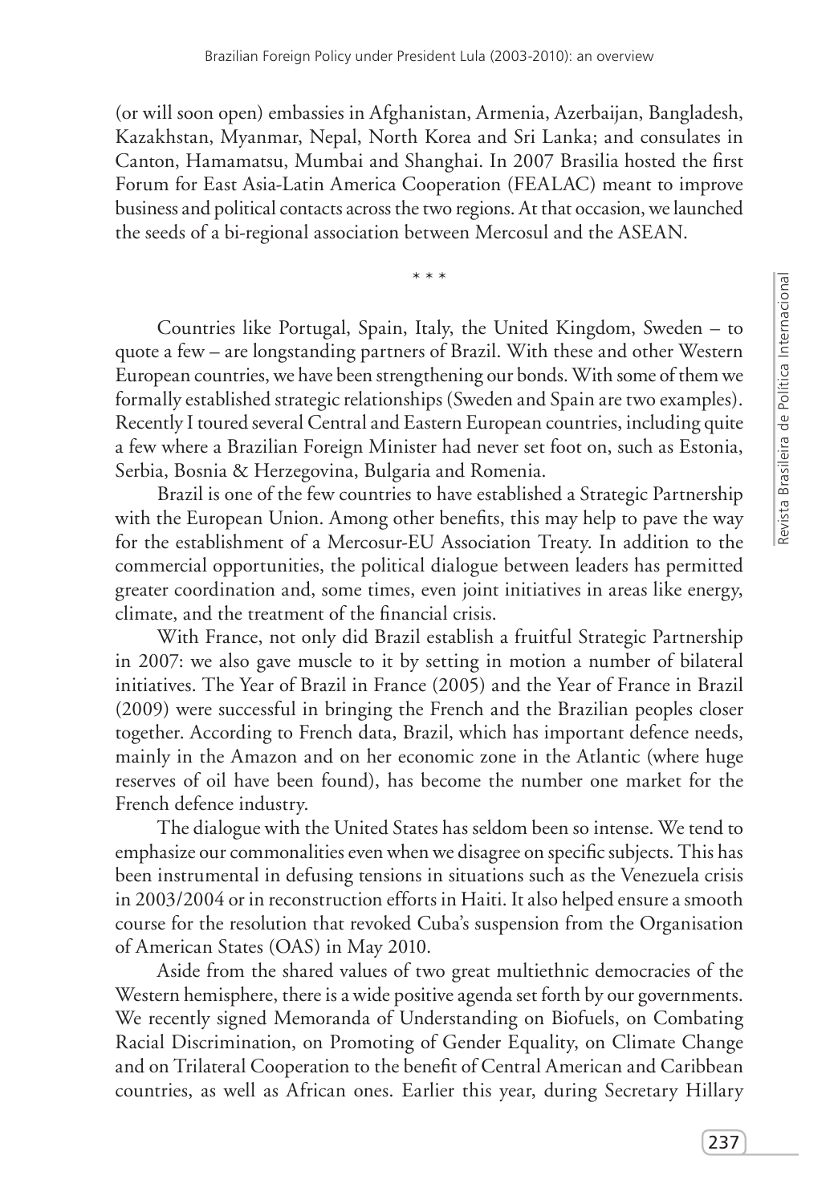(or will soon open) embassies in Afghanistan, Armenia, Azerbaijan, Bangladesh, Kazakhstan, Myanmar, Nepal, North Korea and Sri Lanka; and consulates in Canton, Hamamatsu, Mumbai and Shanghai. In 2007 Brasilia hosted the first Forum for East Asia-Latin America Cooperation (FEALAC) meant to improve business and political contacts across the two regions. At that occasion, we launched the seeds of a bi-regional association between Mercosul and the ASEAN.

\* \* \*

Countries like Portugal, Spain, Italy, the United Kingdom, Sweden – to quote a few – are longstanding partners of Brazil. With these and other Western European countries, we have been strengthening our bonds. With some of them we formally established strategic relationships (Sweden and Spain are two examples). Recently I toured several Central and Eastern European countries, including quite a few where a Brazilian Foreign Minister had never set foot on, such as Estonia, Serbia, Bosnia & Herzegovina, Bulgaria and Romenia.

Brazil is one of the few countries to have established a Strategic Partnership with the European Union. Among other benefits, this may help to pave the way for the establishment of a Mercosur-EU Association Treaty. In addition to the commercial opportunities, the political dialogue between leaders has permitted greater coordination and, some times, even joint initiatives in areas like energy, climate, and the treatment of the financial crisis.

With France, not only did Brazil establish a fruitful Strategic Partnership in 2007: we also gave muscle to it by setting in motion a number of bilateral initiatives. The Year of Brazil in France (2005) and the Year of France in Brazil (2009) were successful in bringing the French and the Brazilian peoples closer together. According to French data, Brazil, which has important defence needs, mainly in the Amazon and on her economic zone in the Atlantic (where huge reserves of oil have been found), has become the number one market for the French defence industry.

The dialogue with the United States has seldom been so intense. We tend to emphasize our commonalities even when we disagree on specific subjects. This has been instrumental in defusing tensions in situations such as the Venezuela crisis in 2003/2004 or in reconstruction efforts in Haiti. It also helped ensure a smooth course for the resolution that revoked Cuba's suspension from the Organisation of American States (OAS) in May 2010.

Aside from the shared values of two great multiethnic democracies of the Western hemisphere, there is a wide positive agenda set forth by our governments. We recently signed Memoranda of Understanding on Biofuels, on Combating Racial Discrimination, on Promoting of Gender Equality, on Climate Change and on Trilateral Cooperation to the benefit of Central American and Caribbean countries, as well as African ones. Earlier this year, during Secretary Hillary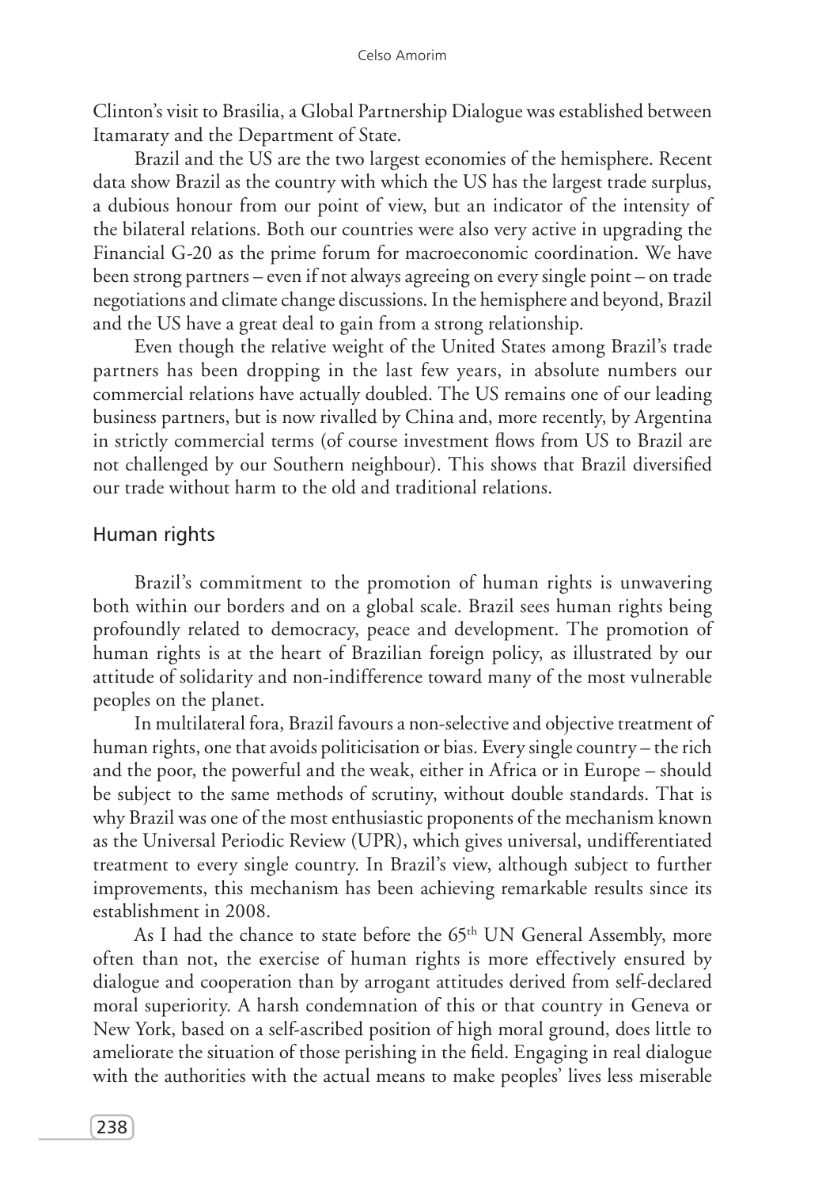Clinton's visit to Brasilia, a Global Partnership Dialogue was established between Itamaraty and the Department of State.

Brazil and the US are the two largest economies of the hemisphere. Recent data show Brazil as the country with which the US has the largest trade surplus, a dubious honour from our point of view, but an indicator of the intensity of the bilateral relations. Both our countries were also very active in upgrading the Financial G-20 as the prime forum for macroeconomic coordination. We have been strong partners – even if not always agreeing on every single point – on trade negotiations and climate change discussions. In the hemisphere and beyond, Brazil and the US have a great deal to gain from a strong relationship.

Even though the relative weight of the United States among Brazil's trade partners has been dropping in the last few years, in absolute numbers our commercial relations have actually doubled. The US remains one of our leading business partners, but is now rivalled by China and, more recently, by Argentina in strictly commercial terms (of course investment flows from US to Brazil are not challenged by our Southern neighbour). This shows that Brazil diversified our trade without harm to the old and traditional relations.

## Human rights

Brazil's commitment to the promotion of human rights is unwavering both within our borders and on a global scale. Brazil sees human rights being profoundly related to democracy, peace and development. The promotion of human rights is at the heart of Brazilian foreign policy, as illustrated by our attitude of solidarity and non-indifference toward many of the most vulnerable peoples on the planet.

In multilateral fora, Brazil favours a non-selective and objective treatment of human rights, one that avoids politicisation or bias. Every single country – the rich and the poor, the powerful and the weak, either in Africa or in Europe – should be subject to the same methods of scrutiny, without double standards. That is why Brazil was one of the most enthusiastic proponents of the mechanism known as the Universal Periodic Review (UPR), which gives universal, undifferentiated treatment to every single country. In Brazil's view, although subject to further improvements, this mechanism has been achieving remarkable results since its establishment in 2008.

As I had the chance to state before the 65th UN General Assembly, more often than not, the exercise of human rights is more effectively ensured by dialogue and cooperation than by arrogant attitudes derived from self-declared moral superiority. A harsh condemnation of this or that country in Geneva or New York, based on a self-ascribed position of high moral ground, does little to ameliorate the situation of those perishing in the field. Engaging in real dialogue with the authorities with the actual means to make peoples' lives less miserable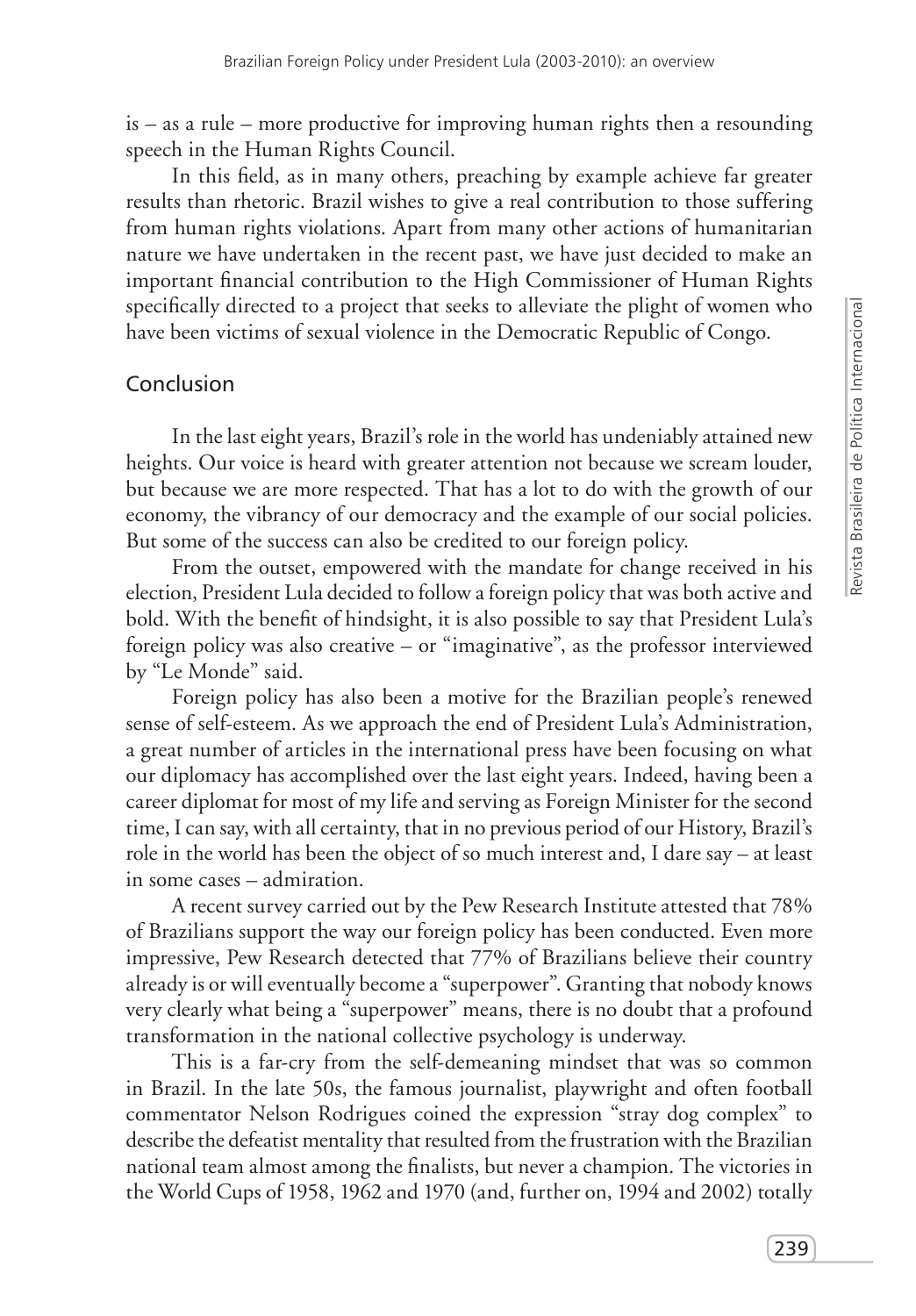is – as a rule – more productive for improving human rights then a resounding speech in the Human Rights Council.

In this field, as in many others, preaching by example achieve far greater results than rhetoric. Brazil wishes to give a real contribution to those suffering from human rights violations. Apart from many other actions of humanitarian nature we have undertaken in the recent past, we have just decided to make an important financial contribution to the High Commissioner of Human Rights specifically directed to a project that seeks to alleviate the plight of women who have been victims of sexual violence in the Democratic Republic of Congo.

## Conclusion

In the last eight years, Brazil's role in the world has undeniably attained new heights. Our voice is heard with greater attention not because we scream louder, but because we are more respected. That has a lot to do with the growth of our economy, the vibrancy of our democracy and the example of our social policies. But some of the success can also be credited to our foreign policy.

From the outset, empowered with the mandate for change received in his election, President Lula decided to follow a foreign policy that was both active and bold. With the benefit of hindsight, it is also possible to say that President Lula's foreign policy was also creative – or "imaginative", as the professor interviewed by "Le Monde" said.

Foreign policy has also been a motive for the Brazilian people's renewed sense of self-esteem. As we approach the end of President Lula's Administration, a great number of articles in the international press have been focusing on what our diplomacy has accomplished over the last eight years. Indeed, having been a career diplomat for most of my life and serving as Foreign Minister for the second time, I can say, with all certainty, that in no previous period of our History, Brazil's role in the world has been the object of so much interest and, I dare say – at least in some cases – admiration.

A recent survey carried out by the Pew Research Institute attested that 78% of Brazilians support the way our foreign policy has been conducted. Even more impressive, Pew Research detected that 77% of Brazilians believe their country already is or will eventually become a "superpower". Granting that nobody knows very clearly what being a "superpower" means, there is no doubt that a profound transformation in the national collective psychology is underway.

This is a far-cry from the self-demeaning mindset that was so common in Brazil. In the late 50s, the famous journalist, playwright and often football commentator Nelson Rodrigues coined the expression "stray dog complex" to describe the defeatist mentality that resulted from the frustration with the Brazilian national team almost among the finalists, but never a champion. The victories in the World Cups of 1958, 1962 and 1970 (and, further on, 1994 and 2002) totally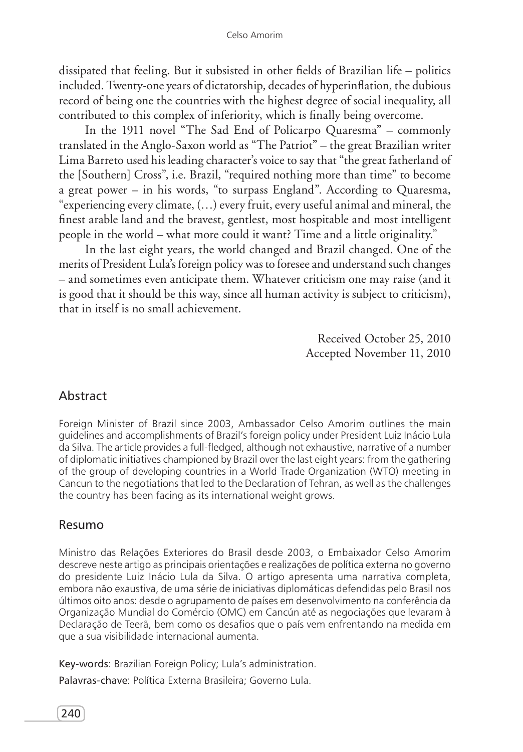dissipated that feeling. But it subsisted in other fields of Brazilian life – politics included. Twenty-one years of dictatorship, decades of hyperinflation, the dubious record of being one the countries with the highest degree of social inequality, all contributed to this complex of inferiority, which is finally being overcome.

In the 1911 novel "The Sad End of Policarpo Quaresma" – commonly translated in the Anglo-Saxon world as "The Patriot" – the great Brazilian writer Lima Barreto used his leading character's voice to say that "the great fatherland of the [Southern] Cross", i.e. Brazil, "required nothing more than time" to become a great power – in his words, "to surpass England". According to Quaresma, "experiencing every climate, (…) every fruit, every useful animal and mineral, the finest arable land and the bravest, gentlest, most hospitable and most intelligent people in the world – what more could it want? Time and a little originality."

In the last eight years, the world changed and Brazil changed. One of the merits of President Lula's foreign policy was to foresee and understand such changes – and sometimes even anticipate them. Whatever criticism one may raise (and it is good that it should be this way, since all human activity is subject to criticism), that in itself is no small achievement.

Received October 25, 2010
Accepted November 11, 2010

## Abstract

Foreign Minister of Brazil since 2003, Ambassador Celso Amorim outlines the main guidelines and accomplishments of Brazil's foreign policy under President Luiz Inácio Lula da Silva. The article provides a full-fledged, although not exhaustive, narrative of a number of diplomatic initiatives championed by Brazil over the last eight years: from the gathering of the group of developing countries in a World Trade Organization (WTO) meeting in Cancun to the negotiations that led to the Declaration of Tehran, as well as the challenges the country has been facing as its international weight grows.

## Resumo

Ministro das Relações Exteriores do Brasil desde 2003, o Embaixador Celso Amorim descreve neste artigo as principais orientações e realizações de política externa no governo do presidente Luiz Inácio Lula da Silva. O artigo apresenta uma narrativa completa, embora não exaustiva, de uma série de iniciativas diplomáticas defendidas pelo Brasil nos últimos oito anos: desde o agrupamento de países em desenvolvimento na conferência da Organização Mundial do Comércio (OMC) em Cancún até as negociações que levaram à Declaração de Teerã, bem como os desafios que o país vem enfrentando na medida em que a sua visibilidade internacional aumenta.

Key-words: Brazilian Foreign Policy; Lula's administration.

Palavras-chave: Política Externa Brasileira; Governo Lula.